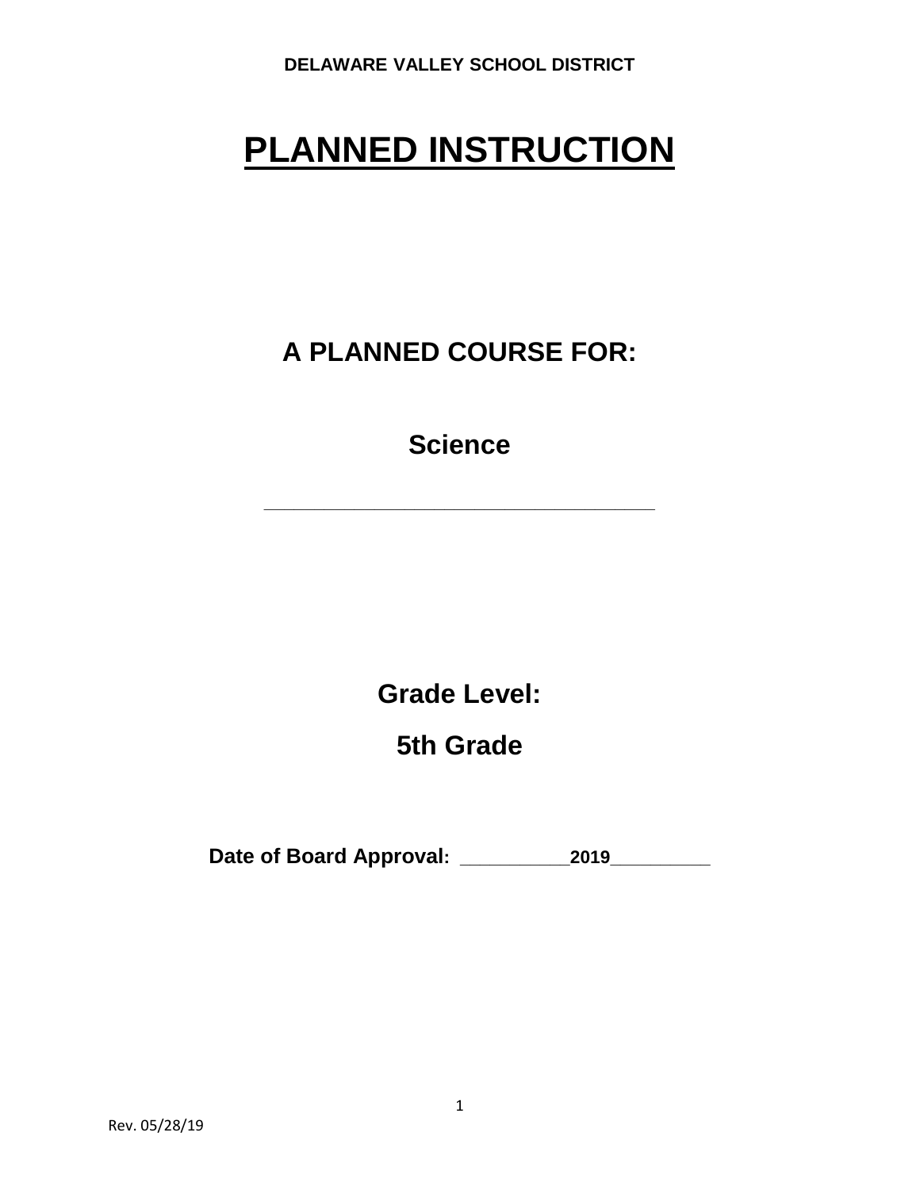**DELAWARE VALLEY SCHOOL DISTRICT**

# PLANNED INSTRUCTION

## A PLANNED COURSE FOR:

## Science

___________________________________________

## Grade Level:

## 5th Grade

**Date of Board Approval: ___________2019__________**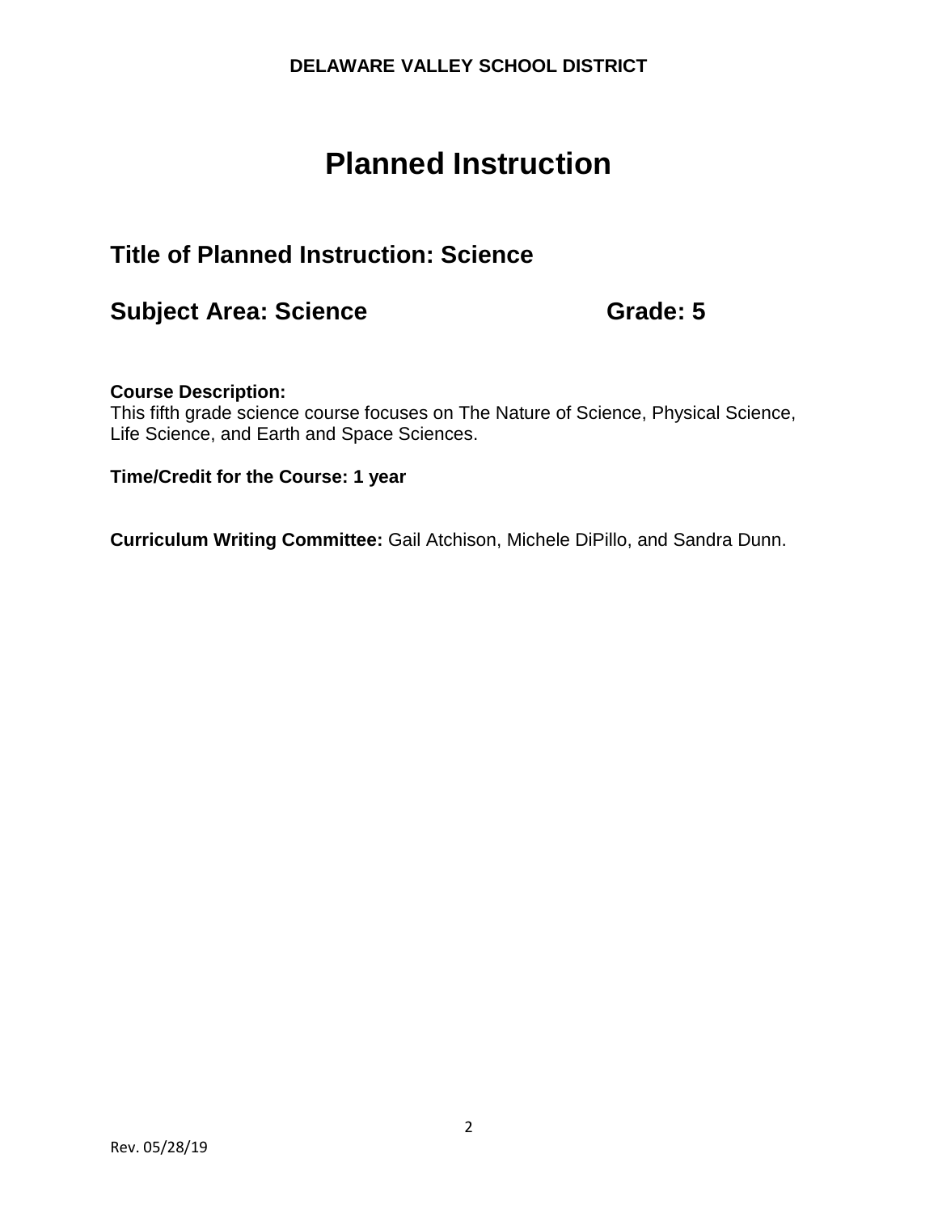**DELAWARE VALLEY SCHOOL DISTRICT**

# Planned Instruction

## Title of Planned Instruction: Science

## Subject Area: Science Grade: 5

**Course Description:**
This fifth grade science course focuses on The Nature of Science, Physical Science, Life Science, and Earth and Space Sciences.

**Time/Credit for the Course: 1 year**

**Curriculum Writing Committee:** Gail Atchison, Michele DiPillo, and Sandra Dunn.

Rev. 05/28/19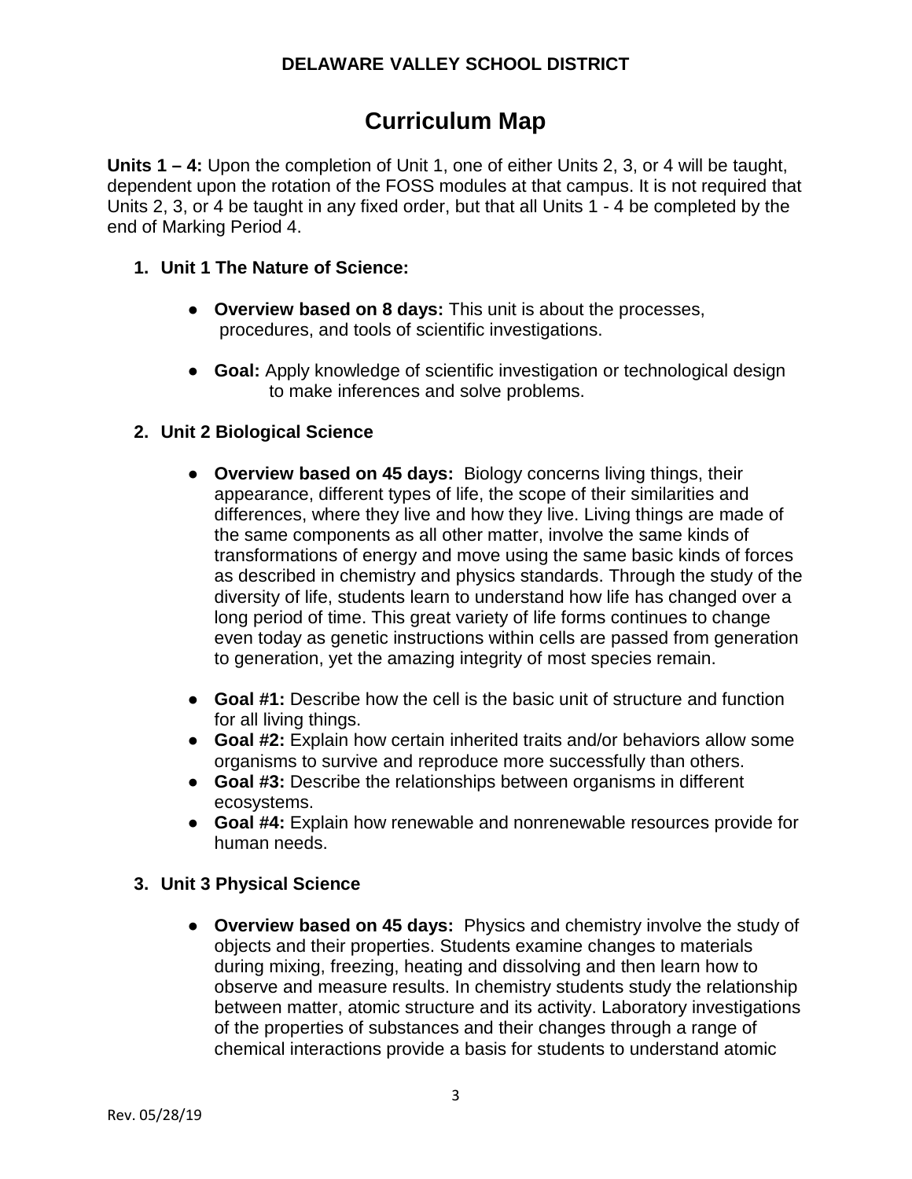**DELAWARE VALLEY SCHOOL DISTRICT**

# Curriculum Map

**Units 1 – 4:** Upon the completion of Unit 1, one of either Units 2, 3, or 4 will be taught, dependent upon the rotation of the FOSS modules at that campus. It is not required that Units 2, 3, or 4 be taught in any fixed order, but that all Units 1 - 4 be completed by the end of Marking Period 4.

1. **Unit 1 The Nature of Science:**

    - **Overview based on 8 days:** This unit is about the processes, procedures, and tools of scientific investigations.

    - **Goal:** Apply knowledge of scientific investigation or technological design to make inferences and solve problems.

2. **Unit 2 Biological Science**

    - **Overview based on 45 days:** Biology concerns living things, their appearance, different types of life, the scope of their similarities and differences, where they live and how they live. Living things are made of the same components as all other matter, involve the same kinds of transformations of energy and move using the same basic kinds of forces as described in chemistry and physics standards. Through the study of the diversity of life, students learn to understand how life has changed over a long period of time. This great variety of life forms continues to change even today as genetic instructions within cells are passed from generation to generation, yet the amazing integrity of most species remain.

    - **Goal #1:** Describe how the cell is the basic unit of structure and function for all living things.
    - **Goal #2:** Explain how certain inherited traits and/or behaviors allow some organisms to survive and reproduce more successfully than others.
    - **Goal #3:** Describe the relationships between organisms in different ecosystems.
    - **Goal #4:** Explain how renewable and nonrenewable resources provide for human needs.

3. **Unit 3 Physical Science**

    - **Overview based on 45 days:** Physics and chemistry involve the study of objects and their properties. Students examine changes to materials during mixing, freezing, heating and dissolving and then learn how to observe and measure results. In chemistry students study the relationship between matter, atomic structure and its activity. Laboratory investigations of the properties of substances and their changes through a range of chemical interactions provide a basis for students to understand atomic

Rev. 05/28/19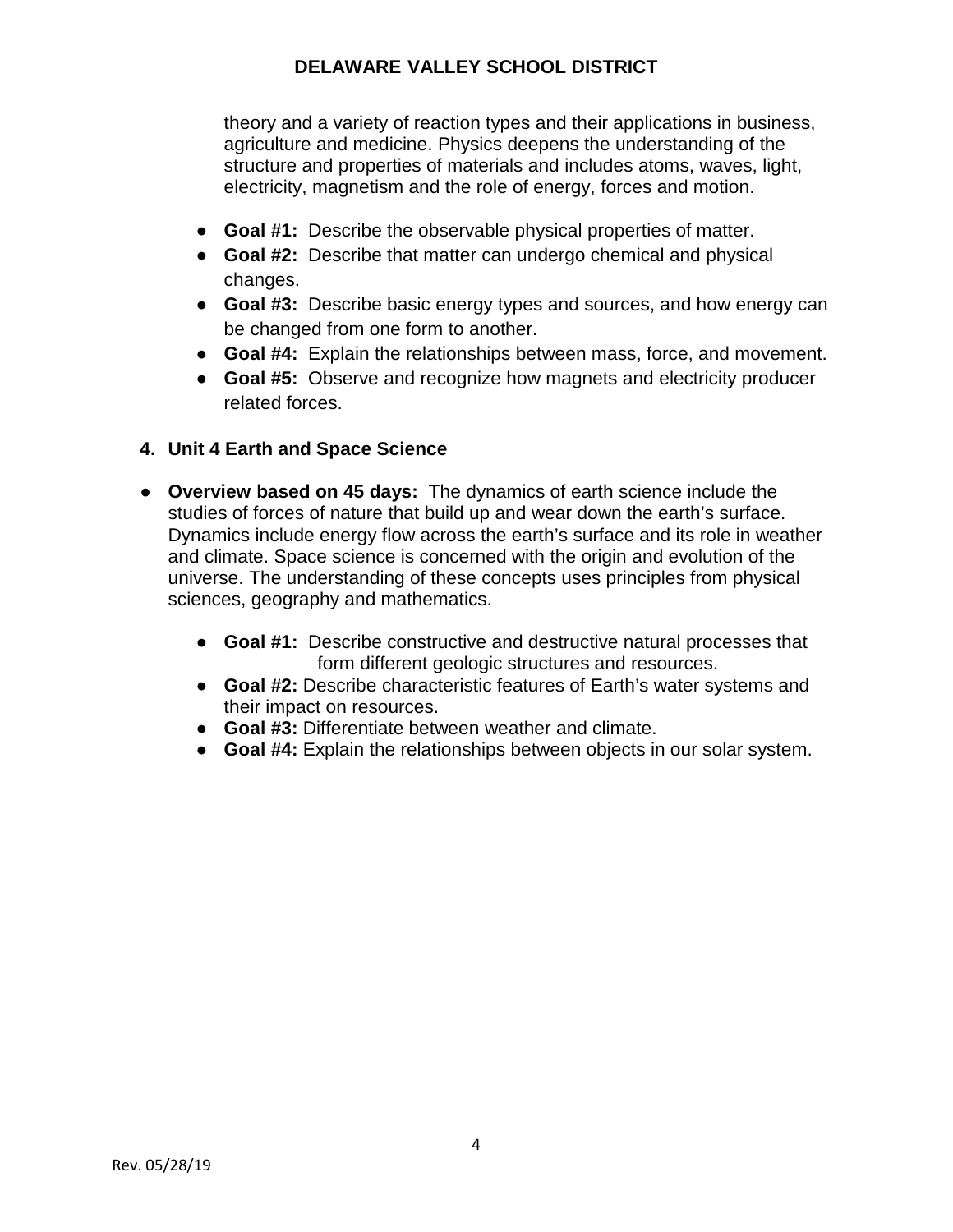theory and a variety of reaction types and their applications in business, agriculture and medicine. Physics deepens the understanding of the structure and properties of materials and includes atoms, waves, light, electricity, magnetism and the role of energy, forces and motion.

- **Goal #1:** Describe the observable physical properties of matter.
- **Goal #2:** Describe that matter can undergo chemical and physical changes.
- **Goal #3:** Describe basic energy types and sources, and how energy can be changed from one form to another.
- **Goal #4:** Explain the relationships between mass, force, and movement.
- **Goal #5:** Observe and recognize how magnets and electricity producer related forces.

## 4. Unit 4 Earth and Space Science

- **Overview based on 45 days:** The dynamics of earth science include the studies of forces of nature that build up and wear down the earth's surface. Dynamics include energy flow across the earth's surface and its role in weather and climate. Space science is concerned with the origin and evolution of the universe. The understanding of these concepts uses principles from physical sciences, geography and mathematics.

  - **Goal #1:** Describe constructive and destructive natural processes that form different geologic structures and resources.
  - **Goal #2:** Describe characteristic features of Earth's water systems and their impact on resources.
  - **Goal #3:** Differentiate between weather and climate.
  - **Goal #4:** Explain the relationships between objects in our solar system.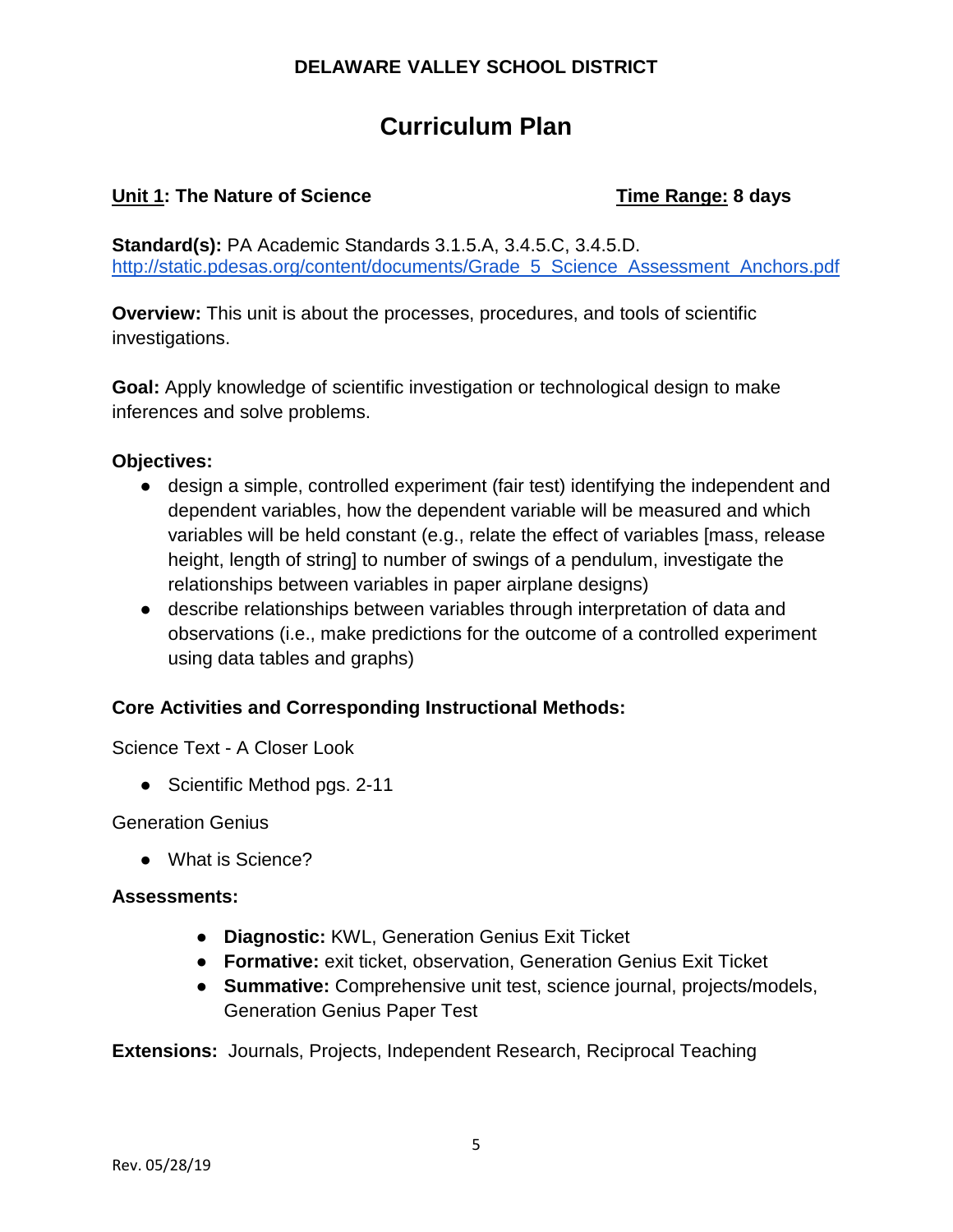**DELAWARE VALLEY SCHOOL DISTRICT**

# Curriculum Plan

**Unit 1: The Nature of Science** **Time Range: 8 days**

**Standard(s):** PA Academic Standards 3.1.5.A, 3.4.5.C, 3.4.5.D.
http://static.pdesas.org/content/documents/Grade_5_Science_Assessment_Anchors.pdf

**Overview:** This unit is about the processes, procedures, and tools of scientific investigations.

**Goal:** Apply knowledge of scientific investigation or technological design to make inferences and solve problems.

**Objectives:**

- design a simple, controlled experiment (fair test) identifying the independent and dependent variables, how the dependent variable will be measured and which variables will be held constant (e.g., relate the effect of variables [mass, release height, length of string] to number of swings of a pendulum, investigate the relationships between variables in paper airplane designs)
- describe relationships between variables through interpretation of data and observations (i.e., make predictions for the outcome of a controlled experiment using data tables and graphs)

**Core Activities and Corresponding Instructional Methods:**

Science Text - A Closer Look

- Scientific Method pgs. 2-11

Generation Genius

- What is Science?

**Assessments:**

- **Diagnostic:** KWL, Generation Genius Exit Ticket
- **Formative:** exit ticket, observation, Generation Genius Exit Ticket
- **Summative:** Comprehensive unit test, science journal, projects/models, Generation Genius Paper Test

**Extensions:** Journals, Projects, Independent Research, Reciprocal Teaching

Rev. 05/28/19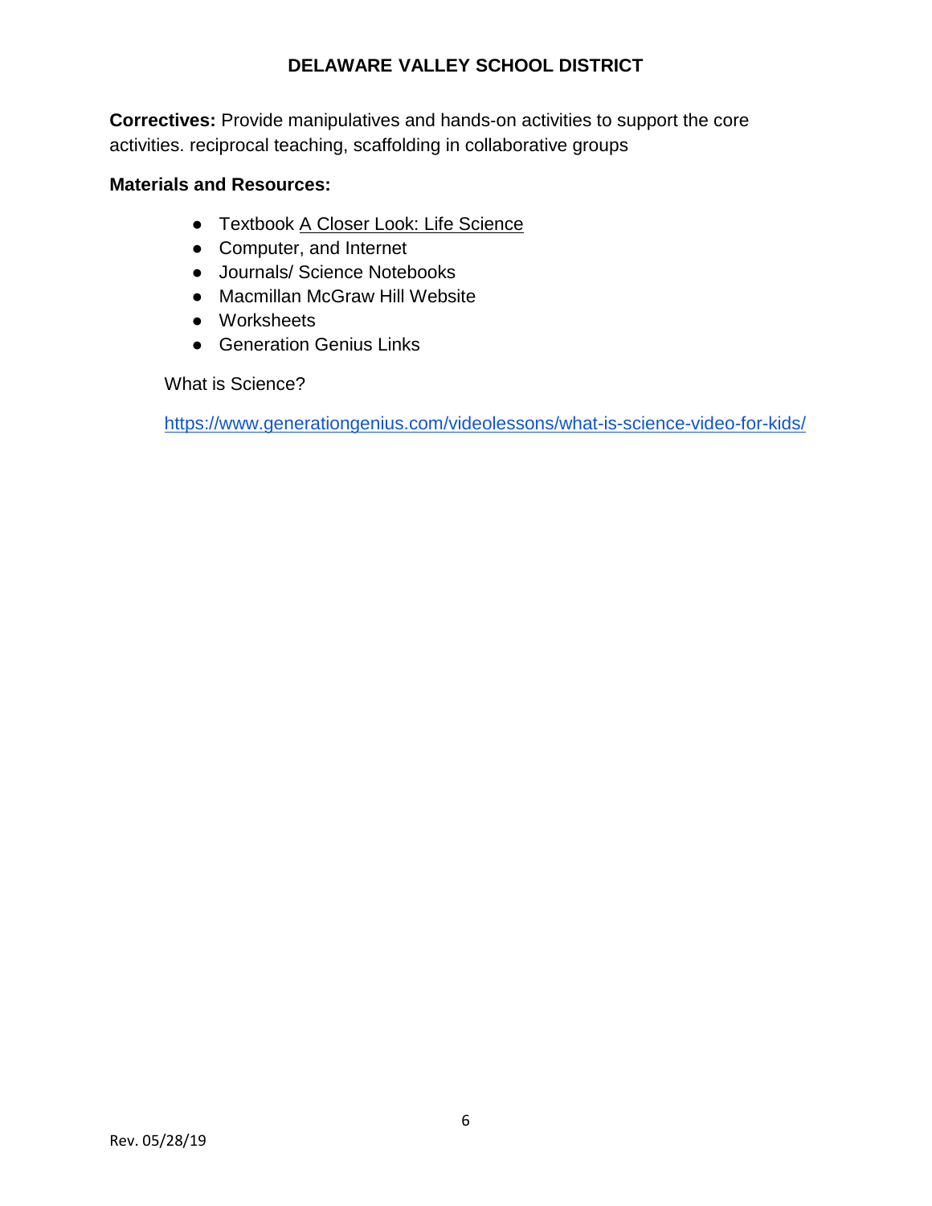**Correctives:** Provide manipulatives and hands-on activities to support the core activities. reciprocal teaching, scaffolding in collaborative groups

**Materials and Resources:**

- Textbook A Closer Look: Life Science
- Computer, and Internet
- Journals/ Science Notebooks
- Macmillan McGraw Hill Website
- Worksheets
- Generation Genius Links

What is Science?

https://www.generationgenius.com/videolessons/what-is-science-video-for-kids/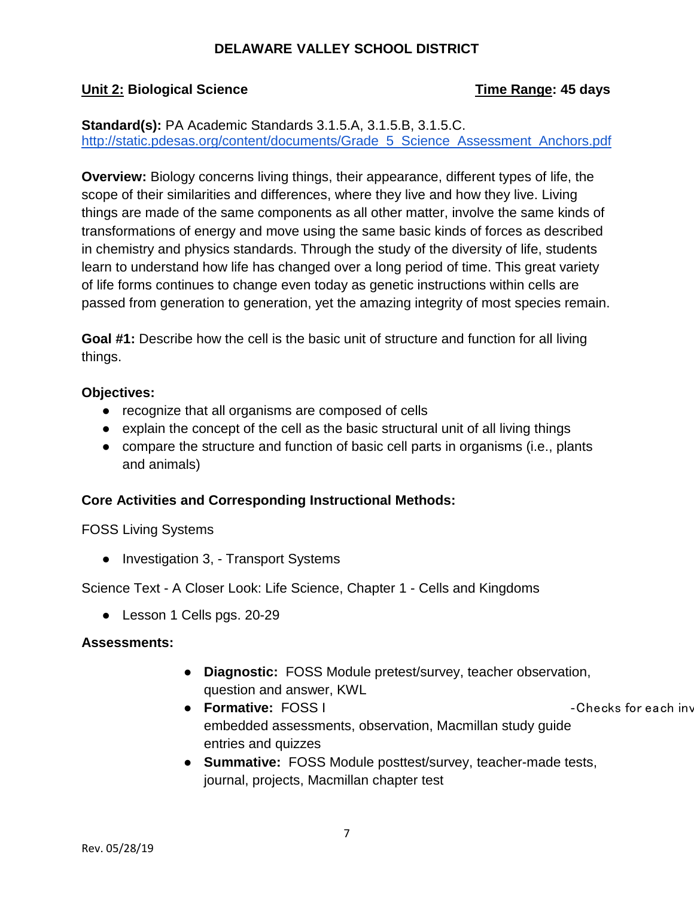## DELAWARE VALLEY SCHOOL DISTRICT

**Unit 2: Biological Science** **Time Range: 45 days**

**Standard(s):** PA Academic Standards 3.1.5.A, 3.1.5.B, 3.1.5.C.
http://static.pdesas.org/content/documents/Grade_5_Science_Assessment_Anchors.pdf

**Overview:** Biology concerns living things, their appearance, different types of life, the scope of their similarities and differences, where they live and how they live. Living things are made of the same components as all other matter, involve the same kinds of transformations of energy and move using the same basic kinds of forces as described in chemistry and physics standards. Through the study of the diversity of life, students learn to understand how life has changed over a long period of time. This great variety of life forms continues to change even today as genetic instructions within cells are passed from generation to generation, yet the amazing integrity of most species remain.

**Goal #1:** Describe how the cell is the basic unit of structure and function for all living things.

**Objectives:**

- recognize that all organisms are composed of cells
- explain the concept of the cell as the basic structural unit of all living things
- compare the structure and function of basic cell parts in organisms (i.e., plants and animals)

**Core Activities and Corresponding Instructional Methods:**

FOSS Living Systems

- Investigation 3, - Transport Systems

Science Text - A Closer Look: Life Science, Chapter 1 - Cells and Kingdoms

- Lesson 1 Cells pgs. 20-29

**Assessments:**

- **Diagnostic:** FOSS Module pretest/survey, teacher observation, question and answer, KWL
- **Formative:** FOSS I -Checks for each inv embedded assessments, observation, Macmillan study guide entries and quizzes
- **Summative:** FOSS Module posttest/survey, teacher-made tests, journal, projects, Macmillan chapter test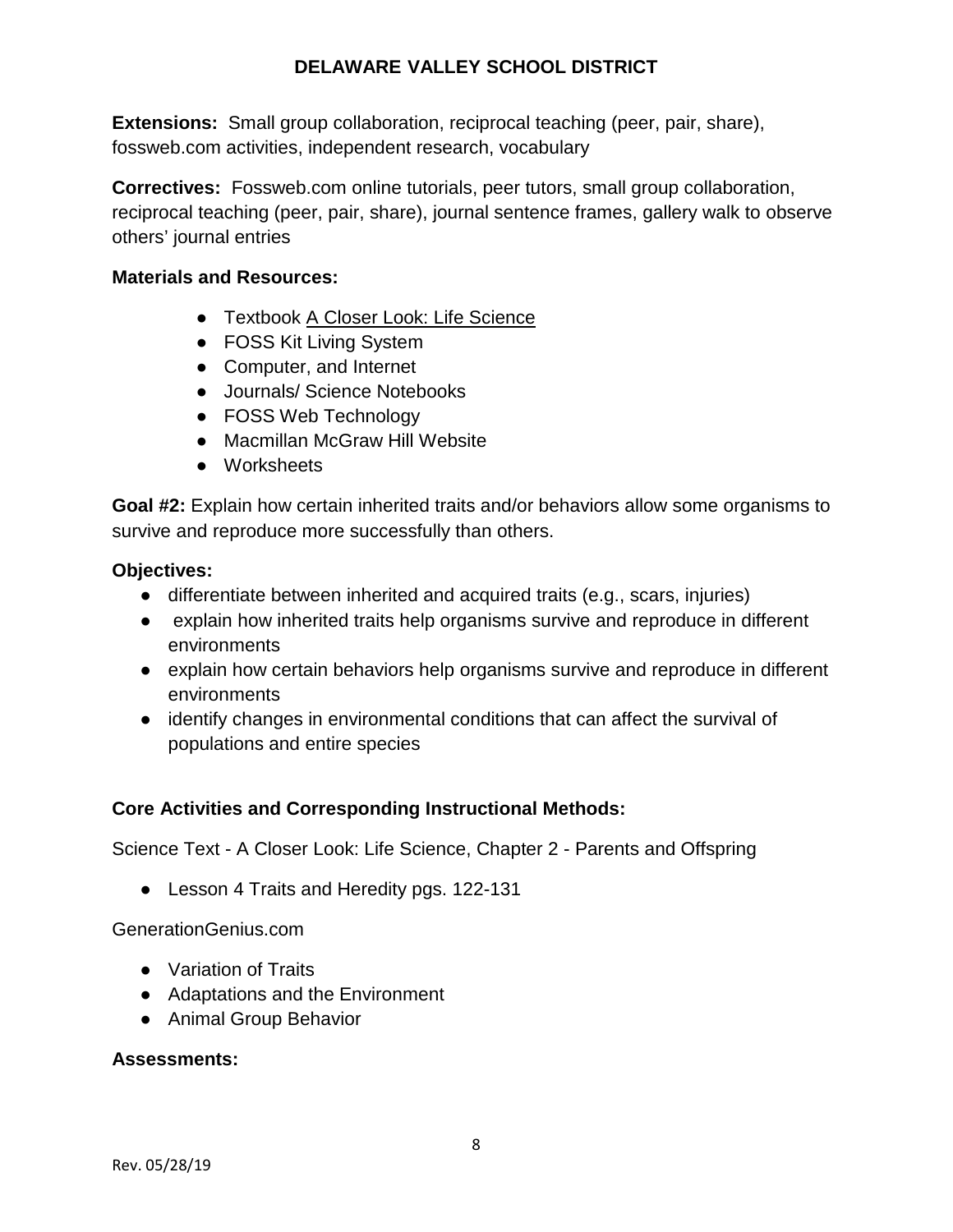**Extensions:** Small group collaboration, reciprocal teaching (peer, pair, share), fossweb.com activities, independent research, vocabulary

**Correctives:** Fossweb.com online tutorials, peer tutors, small group collaboration, reciprocal teaching (peer, pair, share), journal sentence frames, gallery walk to observe others' journal entries

**Materials and Resources:**

- Textbook A Closer Look: Life Science
- FOSS Kit Living System
- Computer, and Internet
- Journals/ Science Notebooks
- FOSS Web Technology
- Macmillan McGraw Hill Website
- Worksheets

**Goal #2:** Explain how certain inherited traits and/or behaviors allow some organisms to survive and reproduce more successfully than others.

**Objectives:**

- differentiate between inherited and acquired traits (e.g., scars, injuries)
- explain how inherited traits help organisms survive and reproduce in different environments
- explain how certain behaviors help organisms survive and reproduce in different environments
- identify changes in environmental conditions that can affect the survival of populations and entire species

**Core Activities and Corresponding Instructional Methods:**

Science Text - A Closer Look: Life Science, Chapter 2 - Parents and Offspring

- Lesson 4 Traits and Heredity pgs. 122-131

GenerationGenius.com

- Variation of Traits
- Adaptations and the Environment
- Animal Group Behavior

**Assessments:**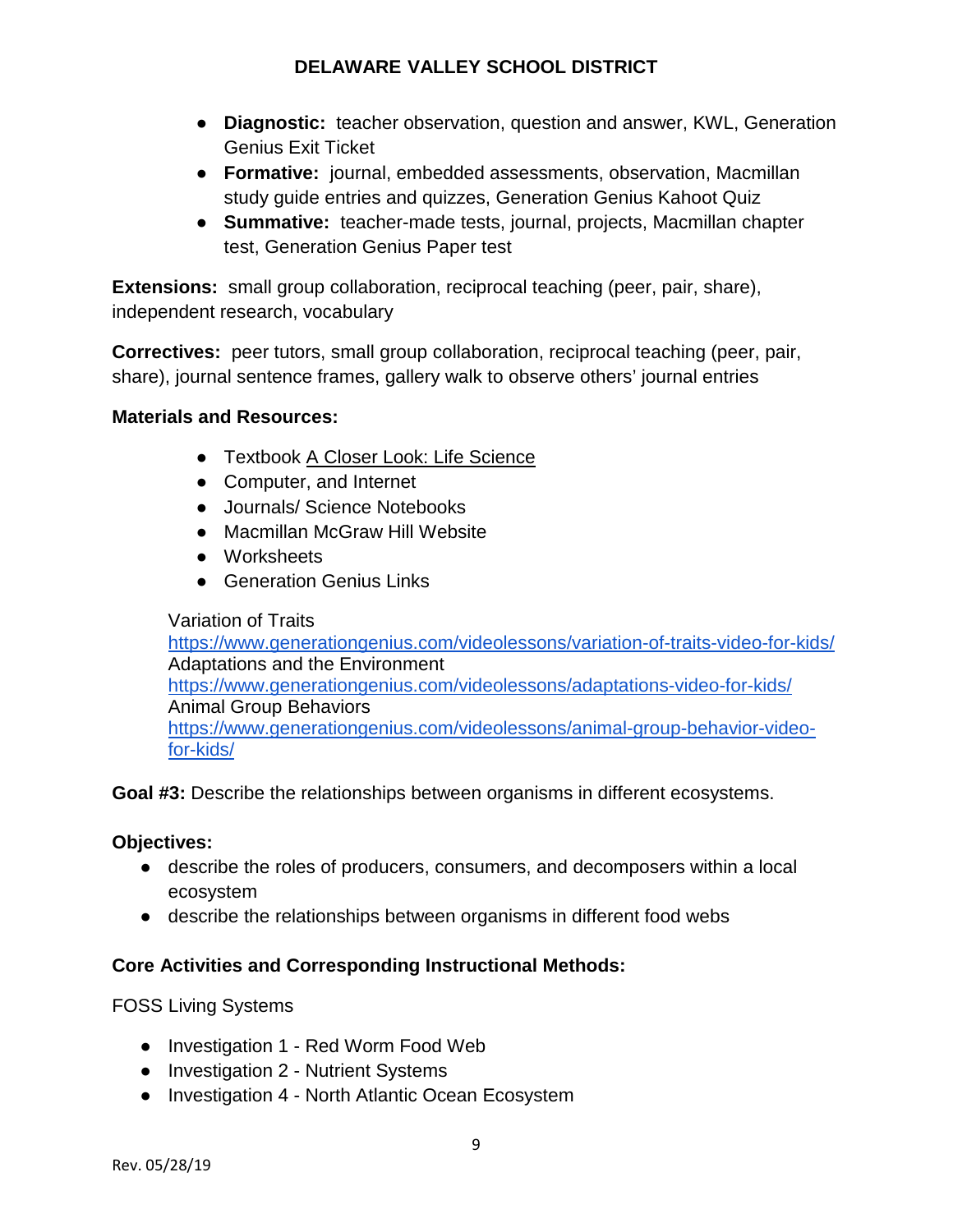- **Diagnostic:** teacher observation, question and answer, KWL, Generation Genius Exit Ticket
- **Formative:** journal, embedded assessments, observation, Macmillan study guide entries and quizzes, Generation Genius Kahoot Quiz
- **Summative:** teacher-made tests, journal, projects, Macmillan chapter test, Generation Genius Paper test

**Extensions:** small group collaboration, reciprocal teaching (peer, pair, share), independent research, vocabulary

**Correctives:** peer tutors, small group collaboration, reciprocal teaching (peer, pair, share), journal sentence frames, gallery walk to observe others' journal entries

**Materials and Resources:**

- Textbook A Closer Look: Life Science
- Computer, and Internet
- Journals/ Science Notebooks
- Macmillan McGraw Hill Website
- Worksheets
- Generation Genius Links

Variation of Traits
https://www.generationgenius.com/videolessons/variation-of-traits-video-for-kids/
Adaptations and the Environment
https://www.generationgenius.com/videolessons/adaptations-video-for-kids/
Animal Group Behaviors
https://www.generationgenius.com/videolessons/animal-group-behavior-video-for-kids/

**Goal #3:** Describe the relationships between organisms in different ecosystems.

**Objectives:**

- describe the roles of producers, consumers, and decomposers within a local ecosystem
- describe the relationships between organisms in different food webs

**Core Activities and Corresponding Instructional Methods:**

FOSS Living Systems

- Investigation 1 - Red Worm Food Web
- Investigation 2 - Nutrient Systems
- Investigation 4 - North Atlantic Ocean Ecosystem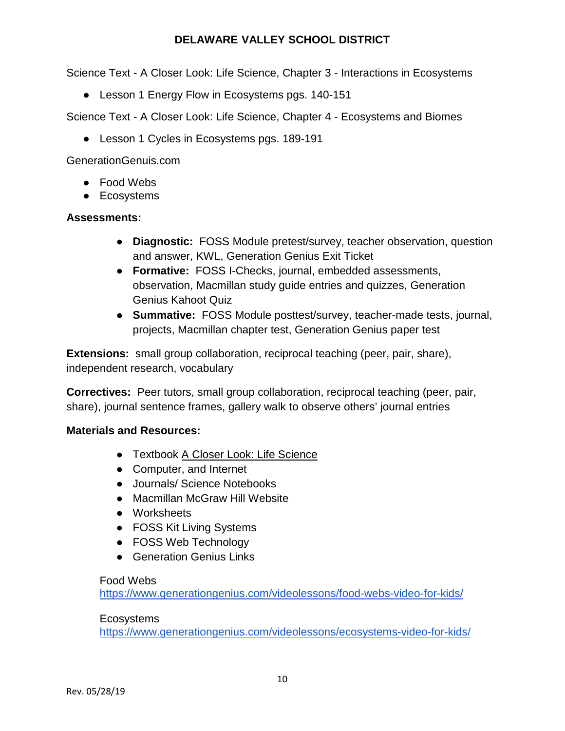Science Text - A Closer Look: Life Science, Chapter 3 - Interactions in Ecosystems

- Lesson 1 Energy Flow in Ecosystems pgs. 140-151

Science Text - A Closer Look: Life Science, Chapter 4 - Ecosystems and Biomes

- Lesson 1 Cycles in Ecosystems pgs. 189-191

GenerationGenuis.com

- Food Webs
- Ecosystems

**Assessments:**

- **Diagnostic:** FOSS Module pretest/survey, teacher observation, question and answer, KWL, Generation Genius Exit Ticket
- **Formative:** FOSS I-Checks, journal, embedded assessments, observation, Macmillan study guide entries and quizzes, Generation Genius Kahoot Quiz
- **Summative:** FOSS Module posttest/survey, teacher-made tests, journal, projects, Macmillan chapter test, Generation Genius paper test

**Extensions:** small group collaboration, reciprocal teaching (peer, pair, share), independent research, vocabulary

**Correctives:** Peer tutors, small group collaboration, reciprocal teaching (peer, pair, share), journal sentence frames, gallery walk to observe others' journal entries

**Materials and Resources:**

- Textbook A Closer Look: Life Science
- Computer, and Internet
- Journals/ Science Notebooks
- Macmillan McGraw Hill Website
- Worksheets
- FOSS Kit Living Systems
- FOSS Web Technology
- Generation Genius Links

Food Webs
https://www.generationgenius.com/videolessons/food-webs-video-for-kids/

Ecosystems
https://www.generationgenius.com/videolessons/ecosystems-video-for-kids/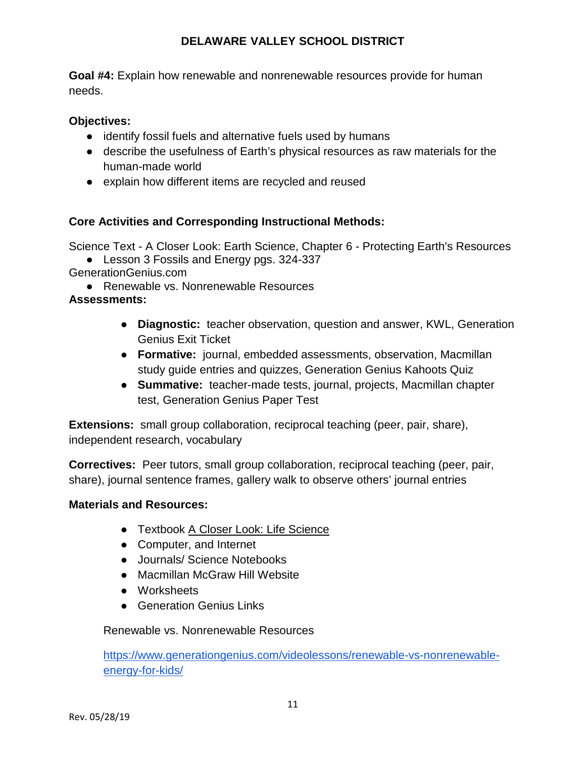**Goal #4:** Explain how renewable and nonrenewable resources provide for human needs.

**Objectives:**

- identify fossil fuels and alternative fuels used by humans
- describe the usefulness of Earth's physical resources as raw materials for the human-made world
- explain how different items are recycled and reused

**Core Activities and Corresponding Instructional Methods:**

Science Text - A Closer Look: Earth Science, Chapter 6 - Protecting Earth's Resources

- Lesson 3 Fossils and Energy pgs. 324-337

GenerationGenius.com

- Renewable vs. Nonrenewable Resources

**Assessments:**

- **Diagnostic:** teacher observation, question and answer, KWL, Generation Genius Exit Ticket
- **Formative:** journal, embedded assessments, observation, Macmillan study guide entries and quizzes, Generation Genius Kahoots Quiz
- **Summative:** teacher-made tests, journal, projects, Macmillan chapter test, Generation Genius Paper Test

**Extensions:** small group collaboration, reciprocal teaching (peer, pair, share), independent research, vocabulary

**Correctives:** Peer tutors, small group collaboration, reciprocal teaching (peer, pair, share), journal sentence frames, gallery walk to observe others' journal entries

**Materials and Resources:**

- Textbook A Closer Look: Life Science
- Computer, and Internet
- Journals/ Science Notebooks
- Macmillan McGraw Hill Website
- Worksheets
- Generation Genius Links

Renewable vs. Nonrenewable Resources

https://www.generationgenius.com/videolessons/renewable-vs-nonrenewable-energy-for-kids/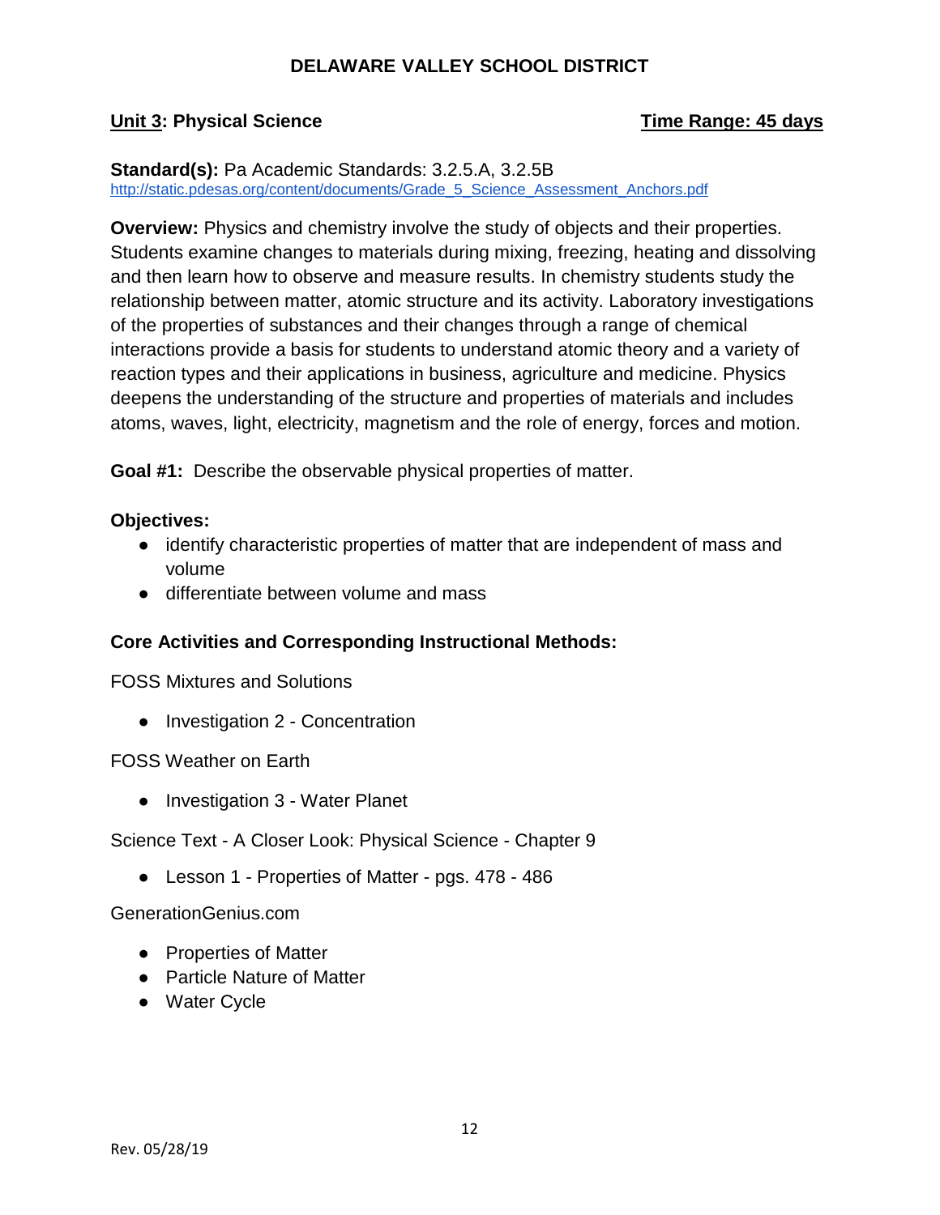# DELAWARE VALLEY SCHOOL DISTRICT

**Unit 3: Physical Science** **Time Range: 45 days**

**Standard(s):** Pa Academic Standards: 3.2.5.A, 3.2.5B
http://static.pdesas.org/content/documents/Grade_5_Science_Assessment_Anchors.pdf

**Overview:** Physics and chemistry involve the study of objects and their properties. Students examine changes to materials during mixing, freezing, heating and dissolving and then learn how to observe and measure results. In chemistry students study the relationship between matter, atomic structure and its activity. Laboratory investigations of the properties of substances and their changes through a range of chemical interactions provide a basis for students to understand atomic theory and a variety of reaction types and their applications in business, agriculture and medicine. Physics deepens the understanding of the structure and properties of materials and includes atoms, waves, light, electricity, magnetism and the role of energy, forces and motion.

**Goal #1:** Describe the observable physical properties of matter.

**Objectives:**

- identify characteristic properties of matter that are independent of mass and volume
- differentiate between volume and mass

**Core Activities and Corresponding Instructional Methods:**

FOSS Mixtures and Solutions

- Investigation 2 - Concentration

FOSS Weather on Earth

- Investigation 3 - Water Planet

Science Text - A Closer Look: Physical Science - Chapter 9

- Lesson 1 - Properties of Matter - pgs. 478 - 486

GenerationGenius.com

- Properties of Matter
- Particle Nature of Matter
- Water Cycle

Rev. 05/28/19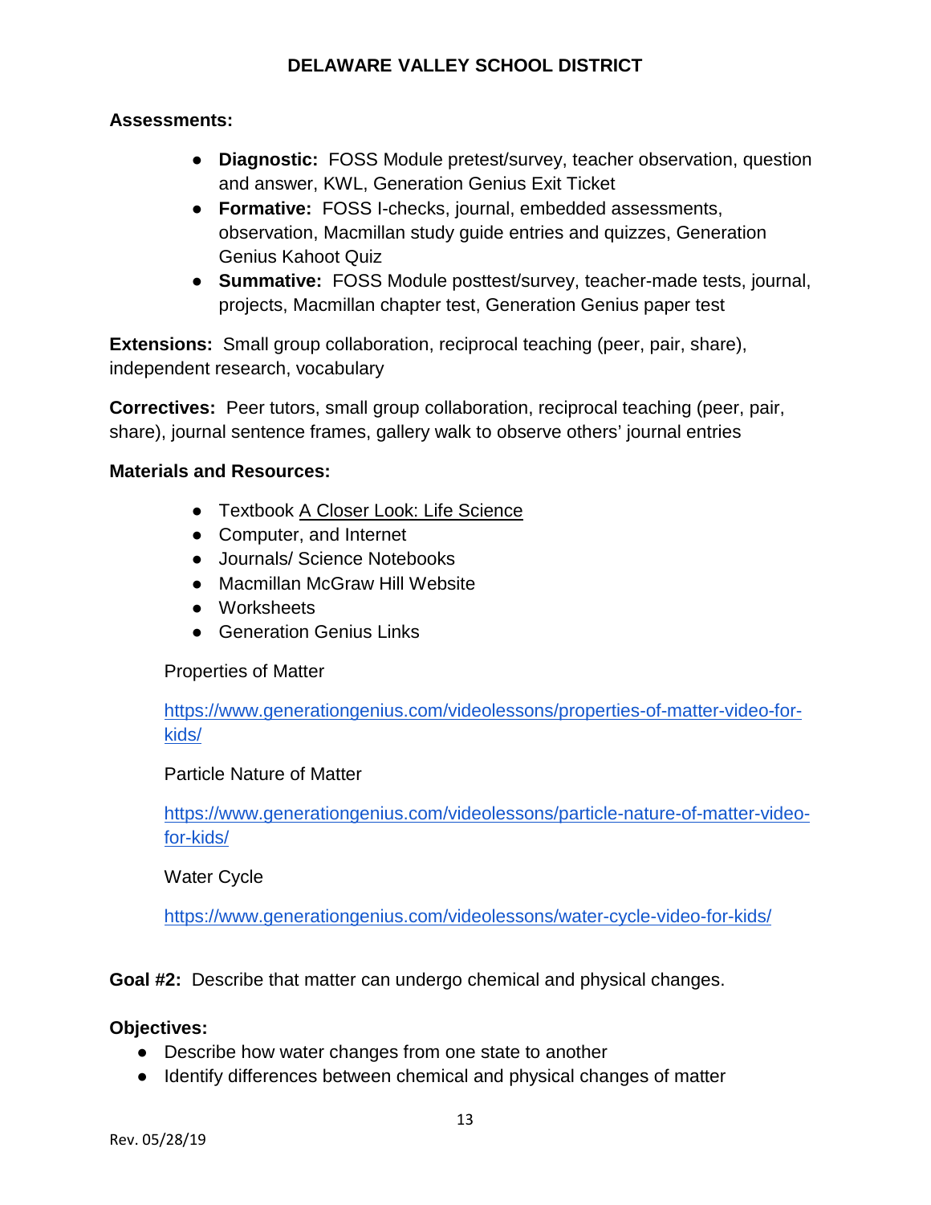**Assessments:**

- **Diagnostic:** FOSS Module pretest/survey, teacher observation, question and answer, KWL, Generation Genius Exit Ticket
- **Formative:** FOSS I-checks, journal, embedded assessments, observation, Macmillan study guide entries and quizzes, Generation Genius Kahoot Quiz
- **Summative:** FOSS Module posttest/survey, teacher-made tests, journal, projects, Macmillan chapter test, Generation Genius paper test

**Extensions:** Small group collaboration, reciprocal teaching (peer, pair, share), independent research, vocabulary

**Correctives:** Peer tutors, small group collaboration, reciprocal teaching (peer, pair, share), journal sentence frames, gallery walk to observe others' journal entries

**Materials and Resources:**

- Textbook A Closer Look: Life Science
- Computer, and Internet
- Journals/ Science Notebooks
- Macmillan McGraw Hill Website
- Worksheets
- Generation Genius Links

Properties of Matter

https://www.generationgenius.com/videolessons/properties-of-matter-video-for-kids/

Particle Nature of Matter

https://www.generationgenius.com/videolessons/particle-nature-of-matter-video-for-kids/

Water Cycle

https://www.generationgenius.com/videolessons/water-cycle-video-for-kids/

**Goal #2:** Describe that matter can undergo chemical and physical changes.

**Objectives:**

- Describe how water changes from one state to another
- Identify differences between chemical and physical changes of matter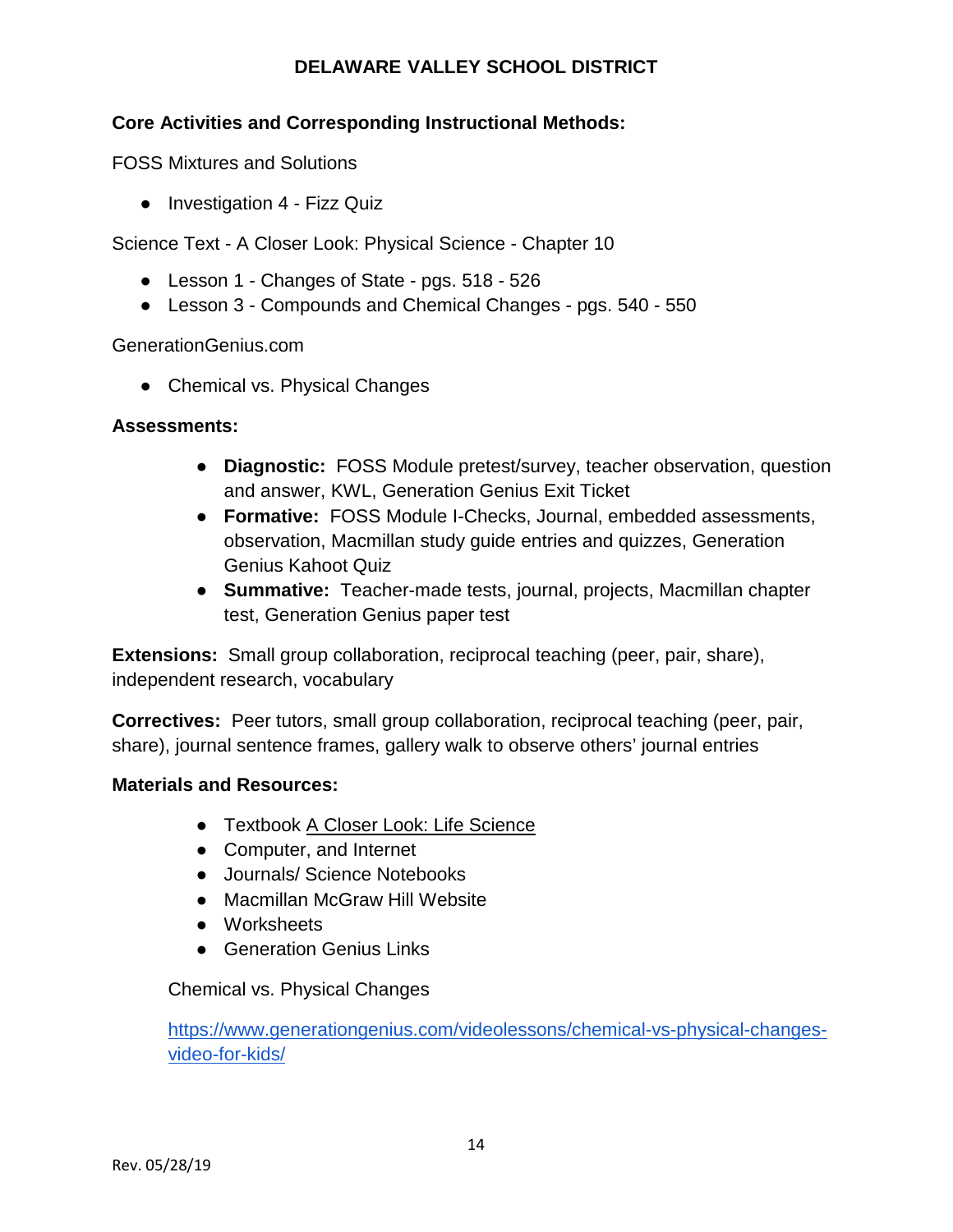**Core Activities and Corresponding Instructional Methods:**

FOSS Mixtures and Solutions

- Investigation 4 - Fizz Quiz

Science Text - A Closer Look: Physical Science - Chapter 10

- Lesson 1 - Changes of State - pgs. 518 - 526
- Lesson 3 - Compounds and Chemical Changes - pgs. 540 - 550

GenerationGenius.com

- Chemical vs. Physical Changes

**Assessments:**

- **Diagnostic:** FOSS Module pretest/survey, teacher observation, question and answer, KWL, Generation Genius Exit Ticket
- **Formative:** FOSS Module I-Checks, Journal, embedded assessments, observation, Macmillan study guide entries and quizzes, Generation Genius Kahoot Quiz
- **Summative:** Teacher-made tests, journal, projects, Macmillan chapter test, Generation Genius paper test

**Extensions:** Small group collaboration, reciprocal teaching (peer, pair, share), independent research, vocabulary

**Correctives:** Peer tutors, small group collaboration, reciprocal teaching (peer, pair, share), journal sentence frames, gallery walk to observe others' journal entries

**Materials and Resources:**

- Textbook A Closer Look: Life Science
- Computer, and Internet
- Journals/ Science Notebooks
- Macmillan McGraw Hill Website
- Worksheets
- Generation Genius Links

Chemical vs. Physical Changes

https://www.generationgenius.com/videolessons/chemical-vs-physical-changes-video-for-kids/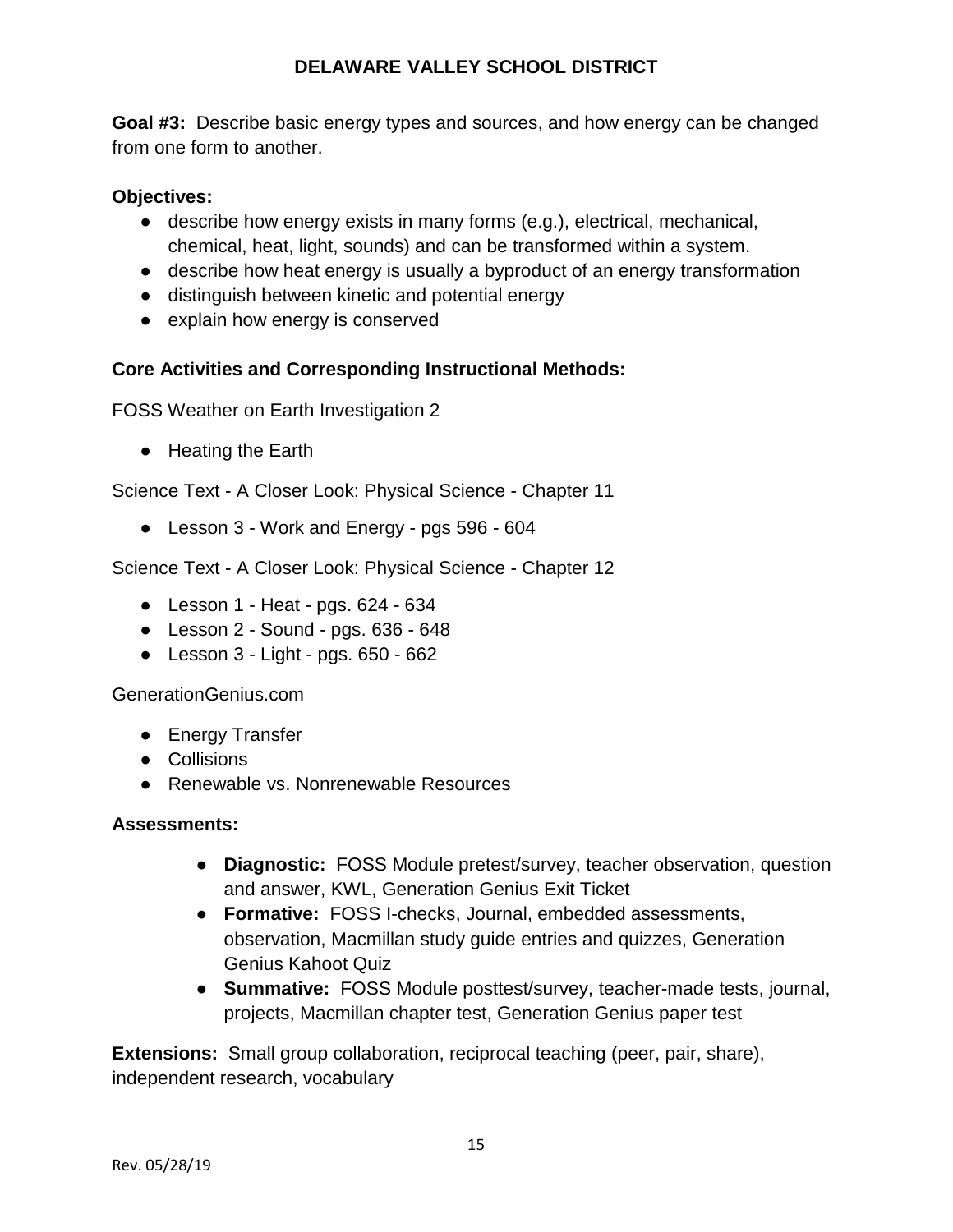**Goal #3:** Describe basic energy types and sources, and how energy can be changed from one form to another.

**Objectives:**

- describe how energy exists in many forms (e.g.), electrical, mechanical, chemical, heat, light, sounds) and can be transformed within a system.
- describe how heat energy is usually a byproduct of an energy transformation
- distinguish between kinetic and potential energy
- explain how energy is conserved

**Core Activities and Corresponding Instructional Methods:**

FOSS Weather on Earth Investigation 2

- Heating the Earth

Science Text - A Closer Look: Physical Science - Chapter 11

- Lesson 3 - Work and Energy - pgs 596 - 604

Science Text - A Closer Look: Physical Science - Chapter 12

- Lesson 1 - Heat - pgs. 624 - 634
- Lesson 2 - Sound - pgs. 636 - 648
- Lesson 3 - Light - pgs. 650 - 662

GenerationGenius.com

- Energy Transfer
- Collisions
- Renewable vs. Nonrenewable Resources

**Assessments:**

- **Diagnostic:** FOSS Module pretest/survey, teacher observation, question and answer, KWL, Generation Genius Exit Ticket
- **Formative:** FOSS I-checks, Journal, embedded assessments, observation, Macmillan study guide entries and quizzes, Generation Genius Kahoot Quiz
- **Summative:** FOSS Module posttest/survey, teacher-made tests, journal, projects, Macmillan chapter test, Generation Genius paper test

**Extensions:** Small group collaboration, reciprocal teaching (peer, pair, share), independent research, vocabulary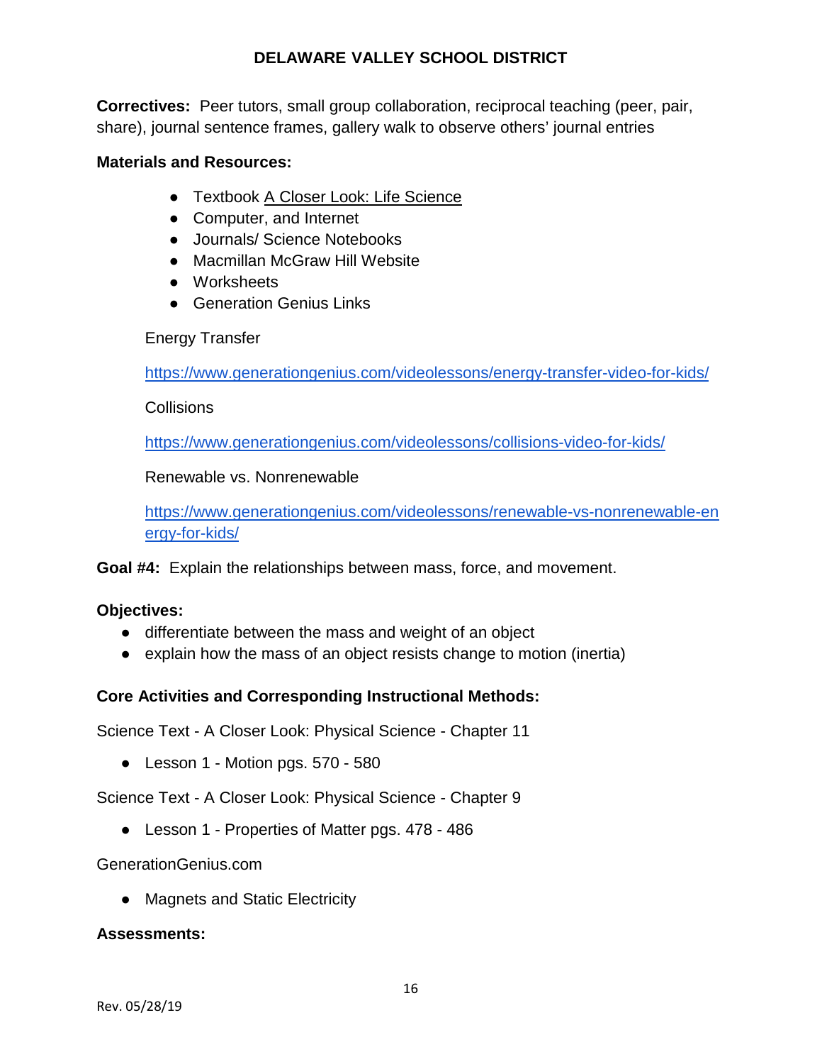**Correctives:** Peer tutors, small group collaboration, reciprocal teaching (peer, pair, share), journal sentence frames, gallery walk to observe others' journal entries

**Materials and Resources:**

- Textbook A Closer Look: Life Science
- Computer, and Internet
- Journals/ Science Notebooks
- Macmillan McGraw Hill Website
- Worksheets
- Generation Genius Links

Energy Transfer

https://www.generationgenius.com/videolessons/energy-transfer-video-for-kids/

Collisions

https://www.generationgenius.com/videolessons/collisions-video-for-kids/

Renewable vs. Nonrenewable

https://www.generationgenius.com/videolessons/renewable-vs-nonrenewable-energy-for-kids/

**Goal #4:** Explain the relationships between mass, force, and movement.

**Objectives:**

- differentiate between the mass and weight of an object
- explain how the mass of an object resists change to motion (inertia)

**Core Activities and Corresponding Instructional Methods:**

Science Text - A Closer Look: Physical Science - Chapter 11

- Lesson 1 - Motion pgs. 570 - 580

Science Text - A Closer Look: Physical Science - Chapter 9

- Lesson 1 - Properties of Matter pgs. 478 - 486

GenerationGenius.com

- Magnets and Static Electricity

**Assessments:**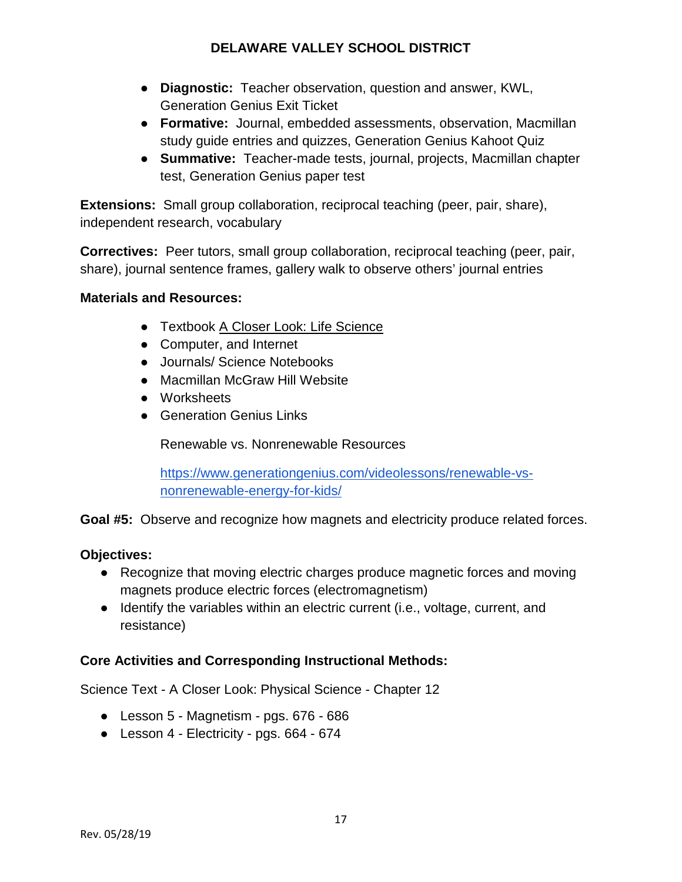- **Diagnostic:** Teacher observation, question and answer, KWL, Generation Genius Exit Ticket
- **Formative:** Journal, embedded assessments, observation, Macmillan study guide entries and quizzes, Generation Genius Kahoot Quiz
- **Summative:** Teacher-made tests, journal, projects, Macmillan chapter test, Generation Genius paper test

**Extensions:** Small group collaboration, reciprocal teaching (peer, pair, share), independent research, vocabulary

**Correctives:** Peer tutors, small group collaboration, reciprocal teaching (peer, pair, share), journal sentence frames, gallery walk to observe others' journal entries

**Materials and Resources:**

- Textbook A Closer Look: Life Science
- Computer, and Internet
- Journals/ Science Notebooks
- Macmillan McGraw Hill Website
- Worksheets
- Generation Genius Links

  Renewable vs. Nonrenewable Resources

  https://www.generationgenius.com/videolessons/renewable-vs-nonrenewable-energy-for-kids/

**Goal #5:** Observe and recognize how magnets and electricity produce related forces.

**Objectives:**

- Recognize that moving electric charges produce magnetic forces and moving magnets produce electric forces (electromagnetism)
- Identify the variables within an electric current (i.e., voltage, current, and resistance)

**Core Activities and Corresponding Instructional Methods:**

Science Text - A Closer Look: Physical Science - Chapter 12

- Lesson 5 - Magnetism - pgs. 676 - 686
- Lesson 4 - Electricity - pgs. 664 - 674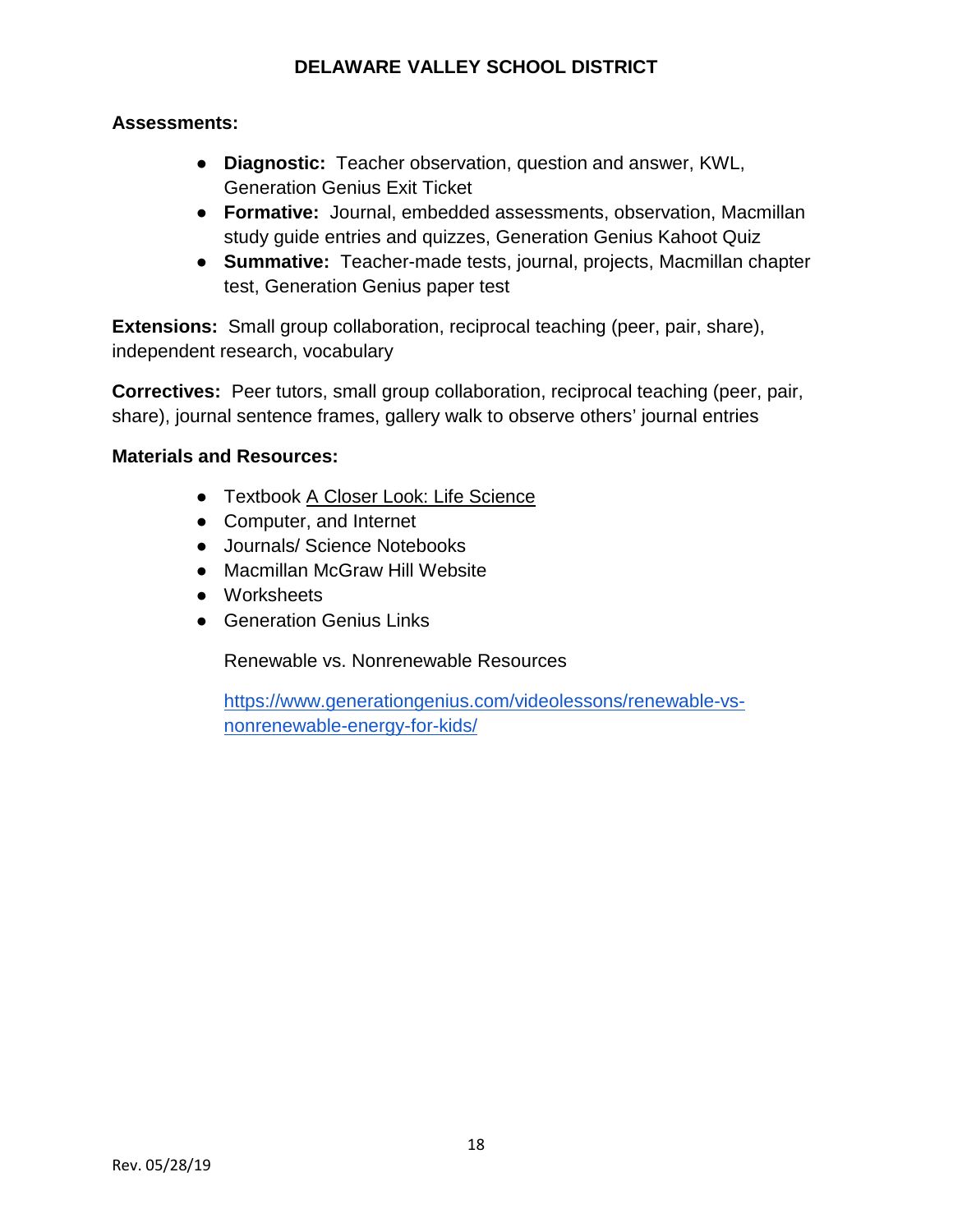**Assessments:**

- **Diagnostic:** Teacher observation, question and answer, KWL, Generation Genius Exit Ticket
- **Formative:** Journal, embedded assessments, observation, Macmillan study guide entries and quizzes, Generation Genius Kahoot Quiz
- **Summative:** Teacher-made tests, journal, projects, Macmillan chapter test, Generation Genius paper test

**Extensions:** Small group collaboration, reciprocal teaching (peer, pair, share), independent research, vocabulary

**Correctives:** Peer tutors, small group collaboration, reciprocal teaching (peer, pair, share), journal sentence frames, gallery walk to observe others' journal entries

**Materials and Resources:**

- Textbook A Closer Look: Life Science
- Computer, and Internet
- Journals/ Science Notebooks
- Macmillan McGraw Hill Website
- Worksheets
- Generation Genius Links

  Renewable vs. Nonrenewable Resources

  https://www.generationgenius.com/videolessons/renewable-vs-nonrenewable-energy-for-kids/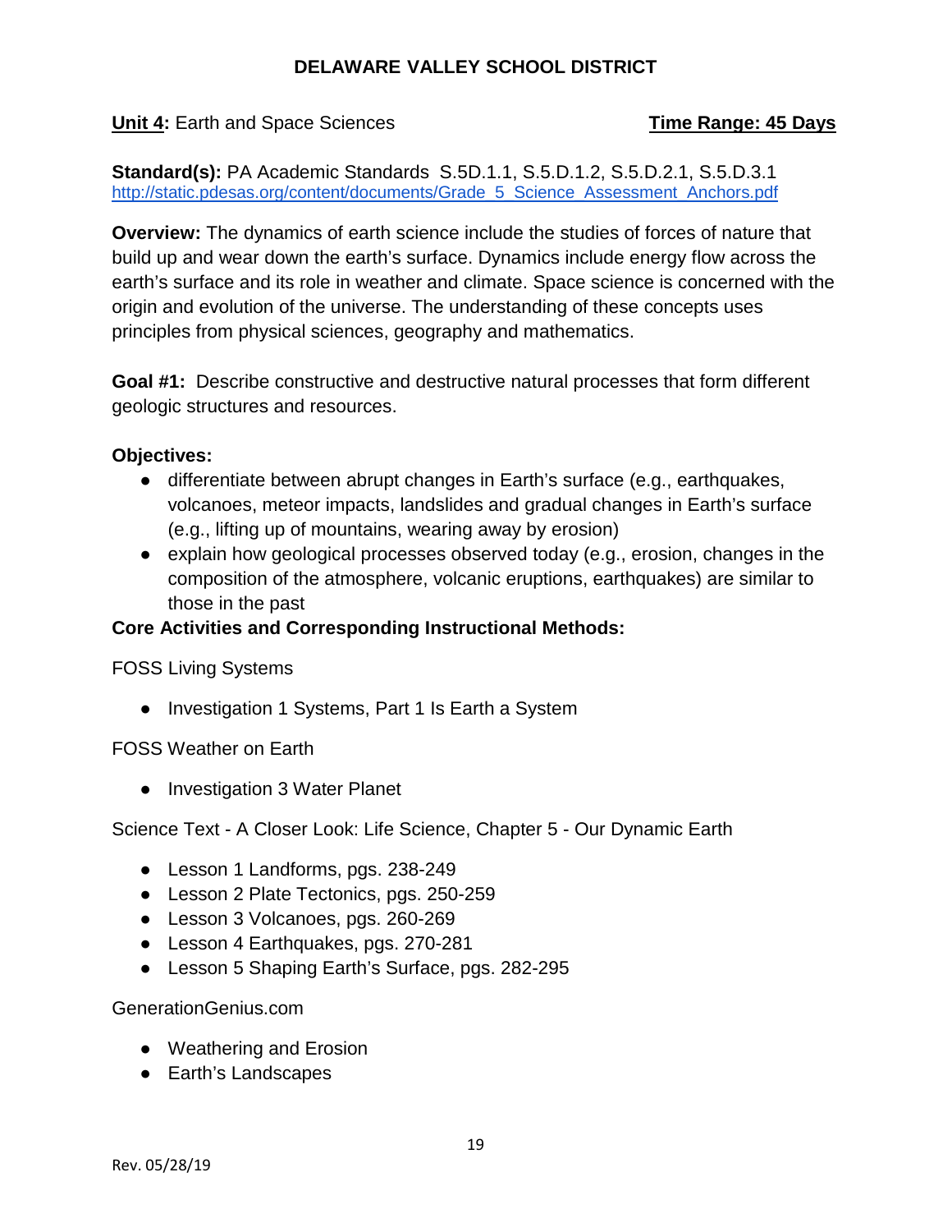# DELAWARE VALLEY SCHOOL DISTRICT

**Unit 4:** Earth and Space Sciences **Time Range: 45 Days**

**Standard(s):** PA Academic Standards S.5D.1.1, S.5.D.1.2, S.5.D.2.1, S.5.D.3.1
http://static.pdesas.org/content/documents/Grade_5_Science_Assessment_Anchors.pdf

**Overview:** The dynamics of earth science include the studies of forces of nature that build up and wear down the earth's surface. Dynamics include energy flow across the earth's surface and its role in weather and climate. Space science is concerned with the origin and evolution of the universe. The understanding of these concepts uses principles from physical sciences, geography and mathematics.

**Goal #1:** Describe constructive and destructive natural processes that form different geologic structures and resources.

**Objectives:**

- differentiate between abrupt changes in Earth's surface (e.g., earthquakes, volcanoes, meteor impacts, landslides and gradual changes in Earth's surface (e.g., lifting up of mountains, wearing away by erosion)
- explain how geological processes observed today (e.g., erosion, changes in the composition of the atmosphere, volcanic eruptions, earthquakes) are similar to those in the past

**Core Activities and Corresponding Instructional Methods:**

FOSS Living Systems

- Investigation 1 Systems, Part 1 Is Earth a System

FOSS Weather on Earth

- Investigation 3 Water Planet

Science Text - A Closer Look: Life Science, Chapter 5 - Our Dynamic Earth

- Lesson 1 Landforms, pgs. 238-249
- Lesson 2 Plate Tectonics, pgs. 250-259
- Lesson 3 Volcanoes, pgs. 260-269
- Lesson 4 Earthquakes, pgs. 270-281
- Lesson 5 Shaping Earth's Surface, pgs. 282-295

GenerationGenius.com

- Weathering and Erosion
- Earth's Landscapes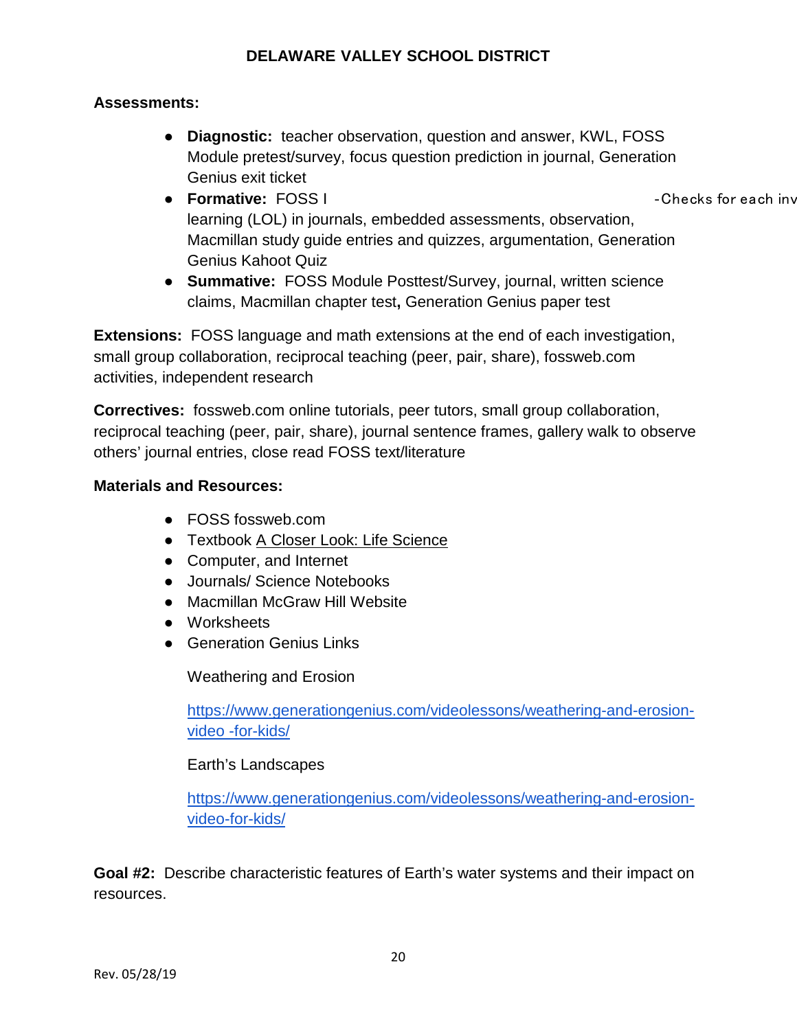**Assessments:**

- **Diagnostic:** teacher observation, question and answer, KWL, FOSS Module pretest/survey, focus question prediction in journal, Generation Genius exit ticket
- **Formative:** FOSS I -Checks for each inv learning (LOL) in journals, embedded assessments, observation, Macmillan study guide entries and quizzes, argumentation, Generation Genius Kahoot Quiz
- **Summative:** FOSS Module Posttest/Survey, journal, written science claims, Macmillan chapter test**,** Generation Genius paper test

**Extensions:** FOSS language and math extensions at the end of each investigation, small group collaboration, reciprocal teaching (peer, pair, share), fossweb.com activities, independent research

**Correctives:** fossweb.com online tutorials, peer tutors, small group collaboration, reciprocal teaching (peer, pair, share), journal sentence frames, gallery walk to observe others' journal entries, close read FOSS text/literature

**Materials and Resources:**

- FOSS fossweb.com
- Textbook A Closer Look: Life Science
- Computer, and Internet
- Journals/ Science Notebooks
- Macmillan McGraw Hill Website
- Worksheets
- Generation Genius Links

  Weathering and Erosion

  https://www.generationgenius.com/videolessons/weathering-and-erosion-video -for-kids/

  Earth's Landscapes

  https://www.generationgenius.com/videolessons/weathering-and-erosion-video-for-kids/

**Goal #2:** Describe characteristic features of Earth's water systems and their impact on resources.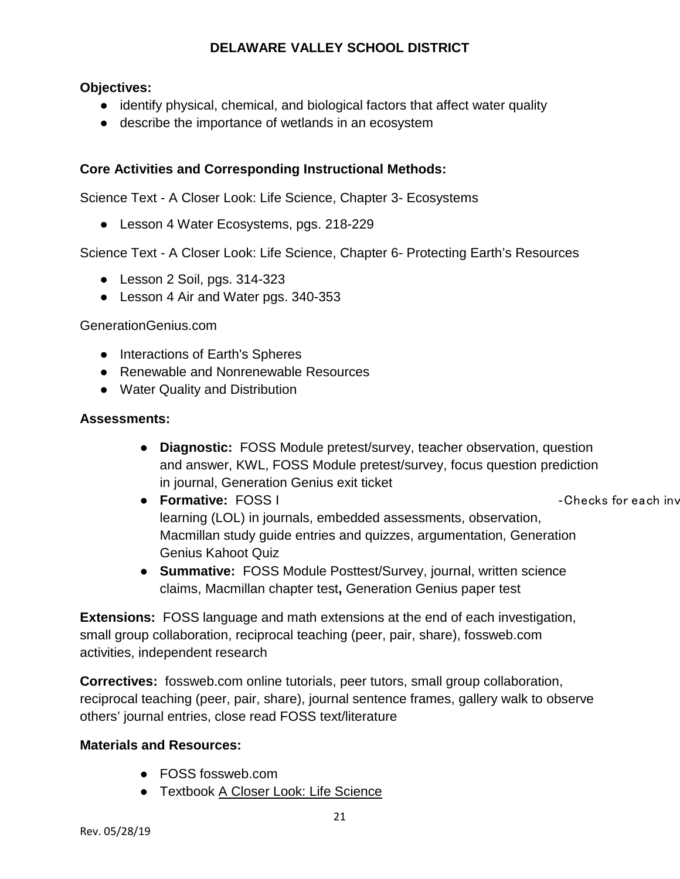**Objectives:**

- identify physical, chemical, and biological factors that affect water quality
- describe the importance of wetlands in an ecosystem

**Core Activities and Corresponding Instructional Methods:**

Science Text - A Closer Look: Life Science, Chapter 3- Ecosystems

- Lesson 4 Water Ecosystems, pgs. 218-229

Science Text - A Closer Look: Life Science, Chapter 6- Protecting Earth's Resources

- Lesson 2 Soil, pgs. 314-323
- Lesson 4 Air and Water pgs. 340-353

GenerationGenius.com

- Interactions of Earth's Spheres
- Renewable and Nonrenewable Resources
- Water Quality and Distribution

**Assessments:**

- **Diagnostic:** FOSS Module pretest/survey, teacher observation, question and answer, KWL, FOSS Module pretest/survey, focus question prediction in journal, Generation Genius exit ticket
- **Formative:** FOSS I -Checks for each inv learning (LOL) in journals, embedded assessments, observation, Macmillan study guide entries and quizzes, argumentation, Generation Genius Kahoot Quiz
- **Summative:** FOSS Module Posttest/Survey, journal, written science claims, Macmillan chapter test**,** Generation Genius paper test

**Extensions:** FOSS language and math extensions at the end of each investigation, small group collaboration, reciprocal teaching (peer, pair, share), fossweb.com activities, independent research

**Correctives:** fossweb.com online tutorials, peer tutors, small group collaboration, reciprocal teaching (peer, pair, share), journal sentence frames, gallery walk to observe others' journal entries, close read FOSS text/literature

**Materials and Resources:**

- FOSS fossweb.com
- Textbook A Closer Look: Life Science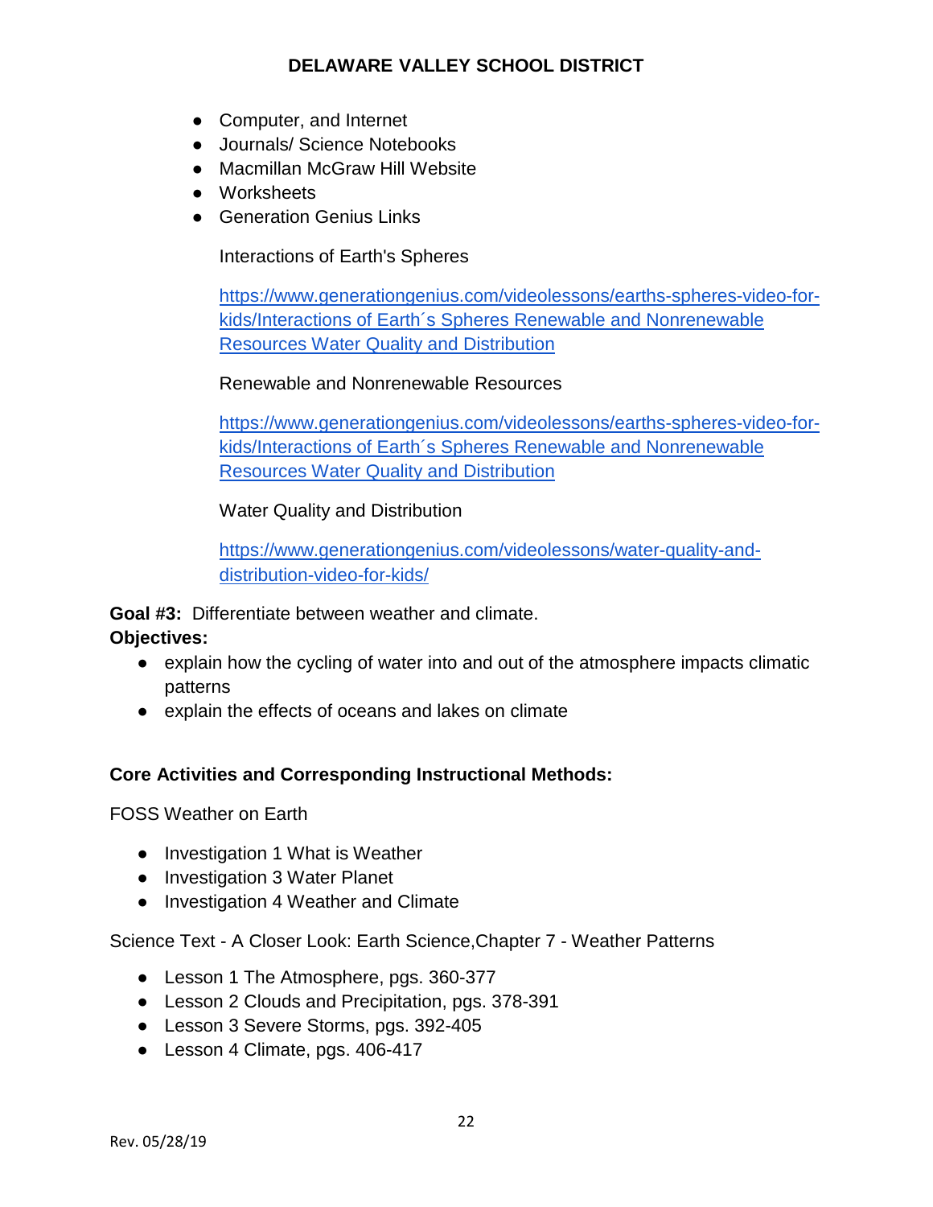- Computer, and Internet
- Journals/ Science Notebooks
- Macmillan McGraw Hill Website
- Worksheets
- Generation Genius Links

  Interactions of Earth's Spheres

  https://www.generationgenius.com/videolessons/earths-spheres-video-for-kids/Interactions of Earth´s Spheres Renewable and Nonrenewable Resources Water Quality and Distribution

  Renewable and Nonrenewable Resources

  https://www.generationgenius.com/videolessons/earths-spheres-video-for-kids/Interactions of Earth´s Spheres Renewable and Nonrenewable Resources Water Quality and Distribution

  Water Quality and Distribution

  https://www.generationgenius.com/videolessons/water-quality-and-distribution-video-for-kids/

**Goal #3:** Differentiate between weather and climate.
**Objectives:**

- explain how the cycling of water into and out of the atmosphere impacts climatic patterns
- explain the effects of oceans and lakes on climate

**Core Activities and Corresponding Instructional Methods:**

FOSS Weather on Earth

- Investigation 1 What is Weather
- Investigation 3 Water Planet
- Investigation 4 Weather and Climate

Science Text - A Closer Look: Earth Science,Chapter 7 - Weather Patterns

- Lesson 1 The Atmosphere, pgs. 360-377
- Lesson 2 Clouds and Precipitation, pgs. 378-391
- Lesson 3 Severe Storms, pgs. 392-405
- Lesson 4 Climate, pgs. 406-417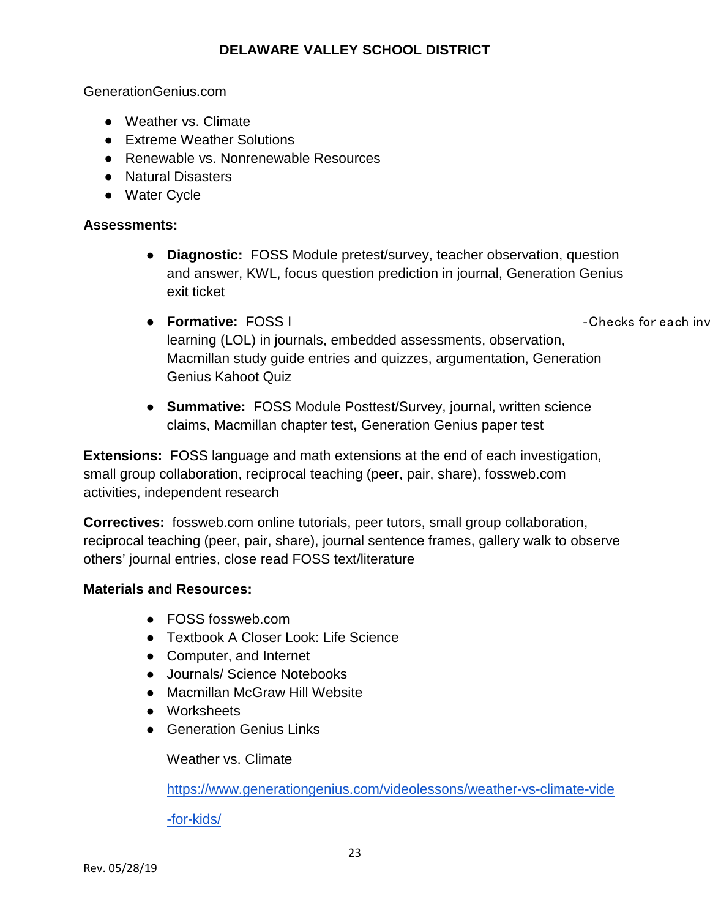GenerationGenius.com

- Weather vs. Climate
- Extreme Weather Solutions
- Renewable vs. Nonrenewable Resources
- Natural Disasters
- Water Cycle

**Assessments:**

- **Diagnostic:** FOSS Module pretest/survey, teacher observation, question and answer, KWL, focus question prediction in journal, Generation Genius exit ticket
- **Formative:** FOSS I -Checks for each inv learning (LOL) in journals, embedded assessments, observation, Macmillan study guide entries and quizzes, argumentation, Generation Genius Kahoot Quiz
- **Summative:** FOSS Module Posttest/Survey, journal, written science claims, Macmillan chapter test**,** Generation Genius paper test

**Extensions:** FOSS language and math extensions at the end of each investigation, small group collaboration, reciprocal teaching (peer, pair, share), fossweb.com activities, independent research

**Correctives:** fossweb.com online tutorials, peer tutors, small group collaboration, reciprocal teaching (peer, pair, share), journal sentence frames, gallery walk to observe others' journal entries, close read FOSS text/literature

**Materials and Resources:**

- FOSS fossweb.com
- Textbook A Closer Look: Life Science
- Computer, and Internet
- Journals/ Science Notebooks
- Macmillan McGraw Hill Website
- Worksheets
- Generation Genius Links

  Weather vs. Climate

  https://www.generationgenius.com/videolessons/weather-vs-climate-vide

  -for-kids/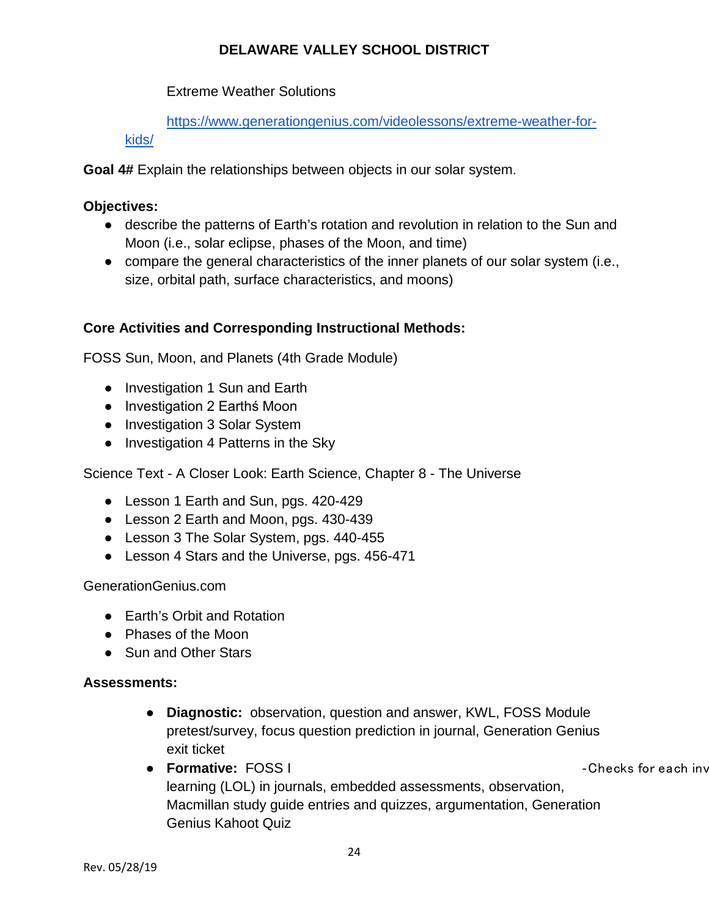Extreme Weather Solutions

https://www.generationgenius.com/videolessons/extreme-weather-for-kids/

**Goal 4#** Explain the relationships between objects in our solar system.

**Objectives:**

- describe the patterns of Earth's rotation and revolution in relation to the Sun and Moon (i.e., solar eclipse, phases of the Moon, and time)
- compare the general characteristics of the inner planets of our solar system (i.e., size, orbital path, surface characteristics, and moons)

**Core Activities and Corresponding Instructional Methods:**

FOSS Sun, Moon, and Planets (4th Grade Module)

- Investigation 1 Sun and Earth
- Investigation 2 Earthś Moon
- Investigation 3 Solar System
- Investigation 4 Patterns in the Sky

Science Text - A Closer Look: Earth Science, Chapter 8 - The Universe

- Lesson 1 Earth and Sun, pgs. 420-429
- Lesson 2 Earth and Moon, pgs. 430-439
- Lesson 3 The Solar System, pgs. 440-455
- Lesson 4 Stars and the Universe, pgs. 456-471

GenerationGenius.com

- Earth's Orbit and Rotation
- Phases of the Moon
- Sun and Other Stars

**Assessments:**

- **Diagnostic:** observation, question and answer, KWL, FOSS Module pretest/survey, focus question prediction in journal, Generation Genius exit ticket
- **Formative:** FOSS I -Checks for each inv learning (LOL) in journals, embedded assessments, observation, Macmillan study guide entries and quizzes, argumentation, Generation Genius Kahoot Quiz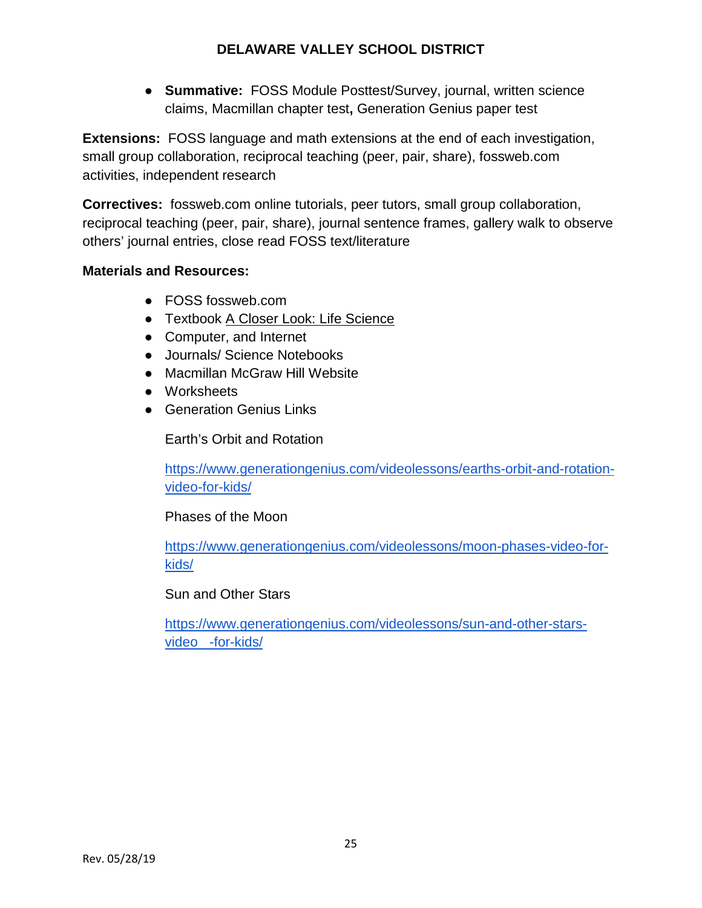- **Summative:** FOSS Module Posttest/Survey, journal, written science claims, Macmillan chapter test**,** Generation Genius paper test

**Extensions:** FOSS language and math extensions at the end of each investigation, small group collaboration, reciprocal teaching (peer, pair, share), fossweb.com activities, independent research

**Correctives:** fossweb.com online tutorials, peer tutors, small group collaboration, reciprocal teaching (peer, pair, share), journal sentence frames, gallery walk to observe others' journal entries, close read FOSS text/literature

**Materials and Resources:**

- FOSS fossweb.com
- Textbook A Closer Look: Life Science
- Computer, and Internet
- Journals/ Science Notebooks
- Macmillan McGraw Hill Website
- Worksheets
- Generation Genius Links

  Earth's Orbit and Rotation

  https://www.generationgenius.com/videolessons/earths-orbit-and-rotation-video-for-kids/

  Phases of the Moon

  https://www.generationgenius.com/videolessons/moon-phases-video-for-kids/

  Sun and Other Stars

  https://www.generationgenius.com/videolessons/sun-and-other-stars-video -for-kids/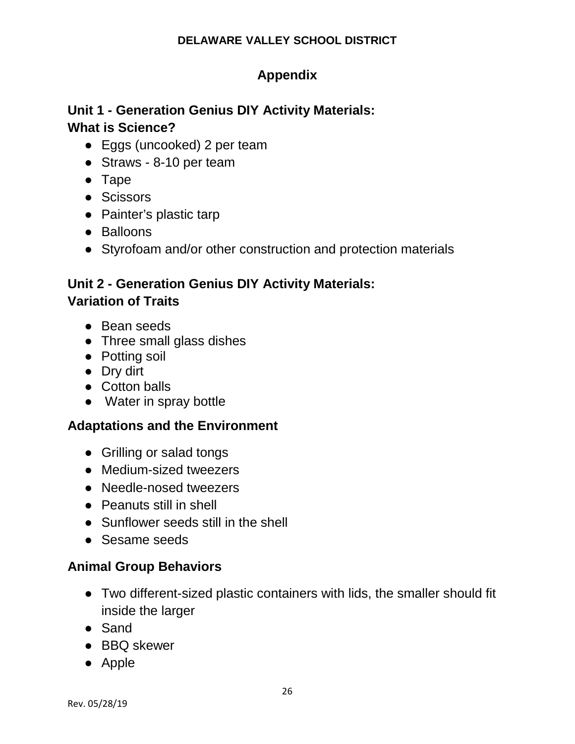# Appendix

## Unit 1 - Generation Genius DIY Activity Materials:
## What is Science?

- Eggs (uncooked) 2 per team
- Straws - 8-10 per team
- Tape
- Scissors
- Painter's plastic tarp
- Balloons
- Styrofoam and/or other construction and protection materials

## Unit 2 - Generation Genius DIY Activity Materials:
## Variation of Traits

- Bean seeds
- Three small glass dishes
- Potting soil
- Dry dirt
- Cotton balls
- Water in spray bottle

### Adaptations and the Environment

- Grilling or salad tongs
- Medium-sized tweezers
- Needle-nosed tweezers
- Peanuts still in shell
- Sunflower seeds still in the shell
- Sesame seeds

### Animal Group Behaviors

- Two different-sized plastic containers with lids, the smaller should fit inside the larger
- Sand
- BBQ skewer
- Apple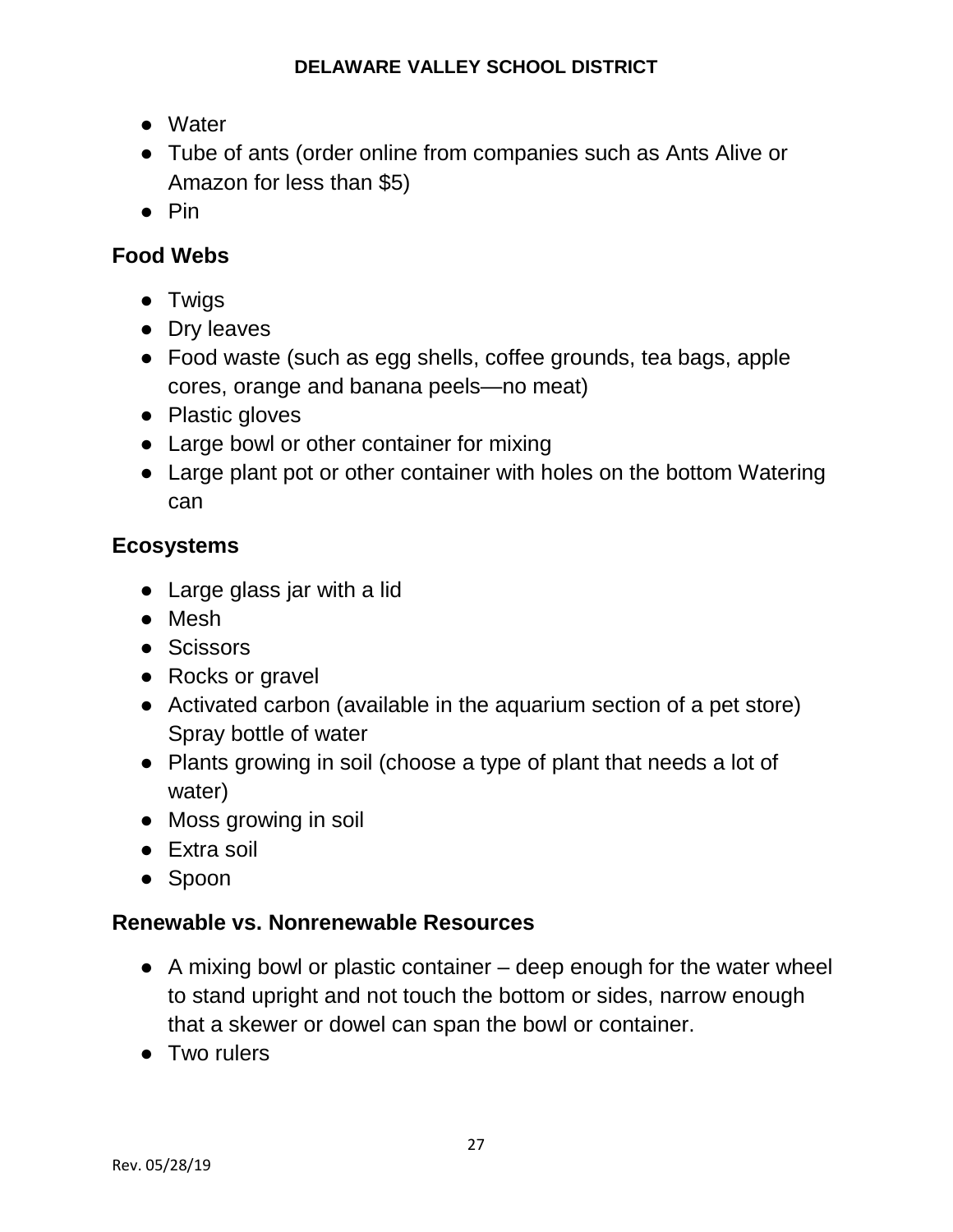- Water
- Tube of ants (order online from companies such as Ants Alive or Amazon for less than $5)
- Pin

### Food Webs

- Twigs
- Dry leaves
- Food waste (such as egg shells, coffee grounds, tea bags, apple cores, orange and banana peels—no meat)
- Plastic gloves
- Large bowl or other container for mixing
- Large plant pot or other container with holes on the bottom Watering can

### Ecosystems

- Large glass jar with a lid
- Mesh
- Scissors
- Rocks or gravel
- Activated carbon (available in the aquarium section of a pet store) Spray bottle of water
- Plants growing in soil (choose a type of plant that needs a lot of water)
- Moss growing in soil
- Extra soil
- Spoon

### Renewable vs. Nonrenewable Resources

- A mixing bowl or plastic container – deep enough for the water wheel to stand upright and not touch the bottom or sides, narrow enough that a skewer or dowel can span the bowl or container.
- Two rulers

Rev. 05/28/19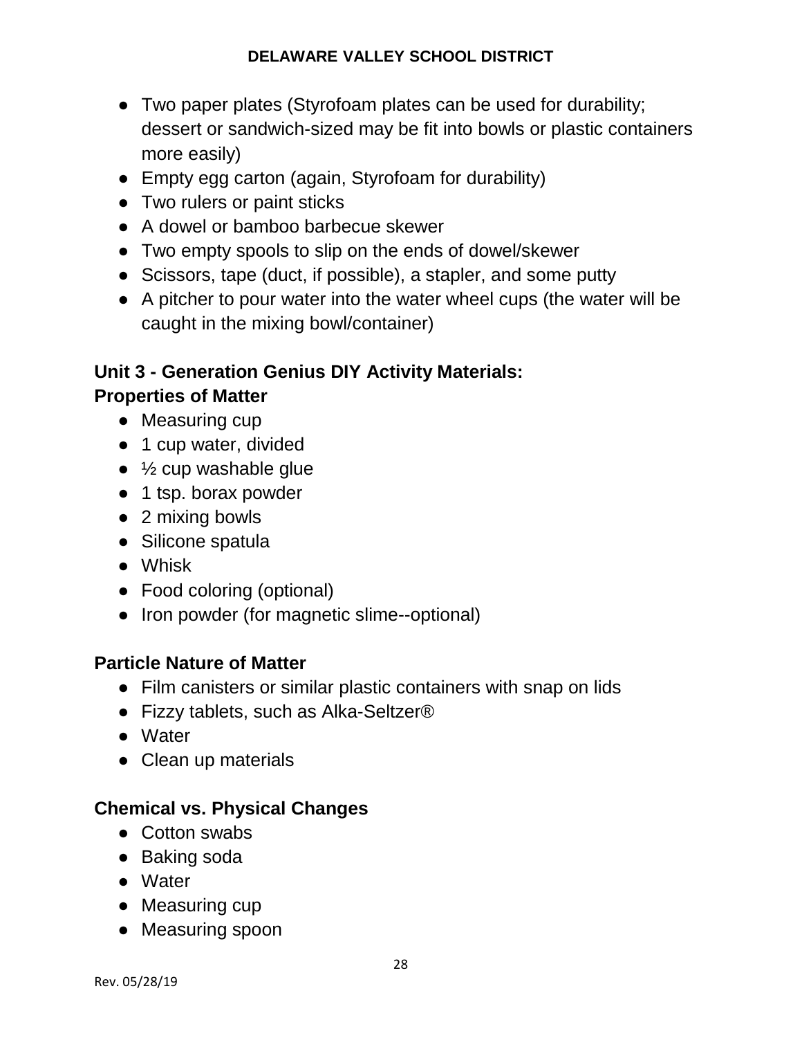- Two paper plates (Styrofoam plates can be used for durability; dessert or sandwich-sized may be fit into bowls or plastic containers more easily)
- Empty egg carton (again, Styrofoam for durability)
- Two rulers or paint sticks
- A dowel or bamboo barbecue skewer
- Two empty spools to slip on the ends of dowel/skewer
- Scissors, tape (duct, if possible), a stapler, and some putty
- A pitcher to pour water into the water wheel cups (the water will be caught in the mixing bowl/container)

**Unit 3 - Generation Genius DIY Activity Materials:**
**Properties of Matter**

- Measuring cup
- 1 cup water, divided
- ½ cup washable glue
- 1 tsp. borax powder
- 2 mixing bowls
- Silicone spatula
- Whisk
- Food coloring (optional)
- Iron powder (for magnetic slime--optional)

**Particle Nature of Matter**

- Film canisters or similar plastic containers with snap on lids
- Fizzy tablets, such as Alka-Seltzer®
- Water
- Clean up materials

**Chemical vs. Physical Changes**

- Cotton swabs
- Baking soda
- Water
- Measuring cup
- Measuring spoon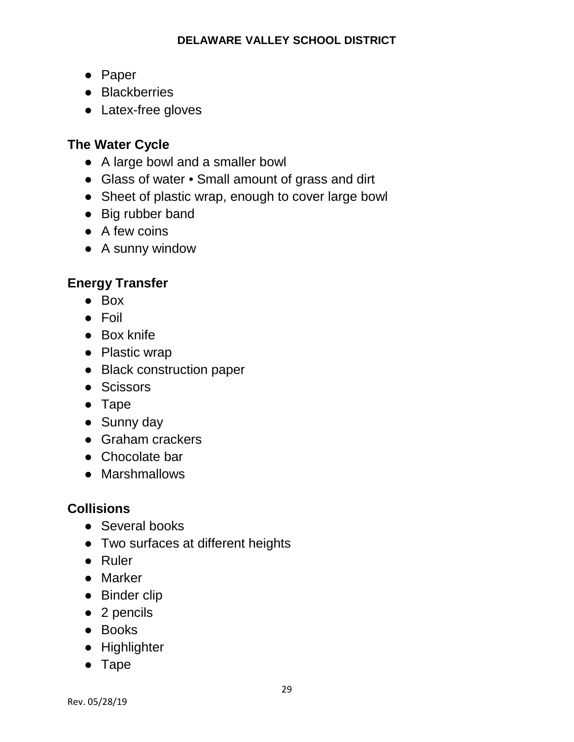- Paper
- Blackberries
- Latex-free gloves

### The Water Cycle

- A large bowl and a smaller bowl
- Glass of water • Small amount of grass and dirt
- Sheet of plastic wrap, enough to cover large bowl
- Big rubber band
- A few coins
- A sunny window

### Energy Transfer

- Box
- Foil
- Box knife
- Plastic wrap
- Black construction paper
- Scissors
- Tape
- Sunny day
- Graham crackers
- Chocolate bar
- Marshmallows

### Collisions

- Several books
- Two surfaces at different heights
- Ruler
- Marker
- Binder clip
- 2 pencils
- Books
- Highlighter
- Tape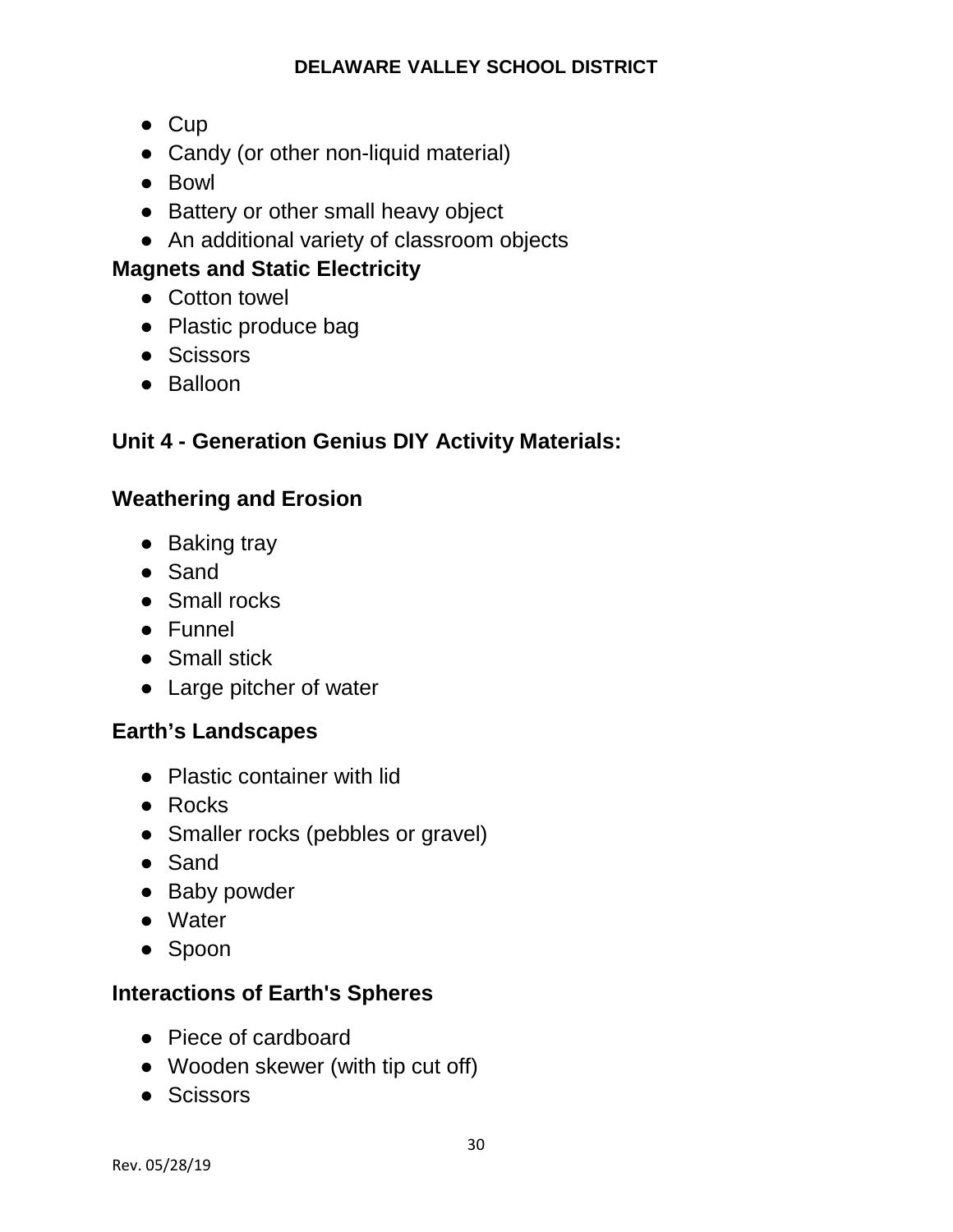- Cup
- Candy (or other non-liquid material)
- Bowl
- Battery or other small heavy object
- An additional variety of classroom objects

**Magnets and Static Electricity**

- Cotton towel
- Plastic produce bag
- Scissors
- Balloon

## Unit 4 - Generation Genius DIY Activity Materials:

### Weathering and Erosion

- Baking tray
- Sand
- Small rocks
- Funnel
- Small stick
- Large pitcher of water

### Earth's Landscapes

- Plastic container with lid
- Rocks
- Smaller rocks (pebbles or gravel)
- Sand
- Baby powder
- Water
- Spoon

### Interactions of Earth's Spheres

- Piece of cardboard
- Wooden skewer (with tip cut off)
- Scissors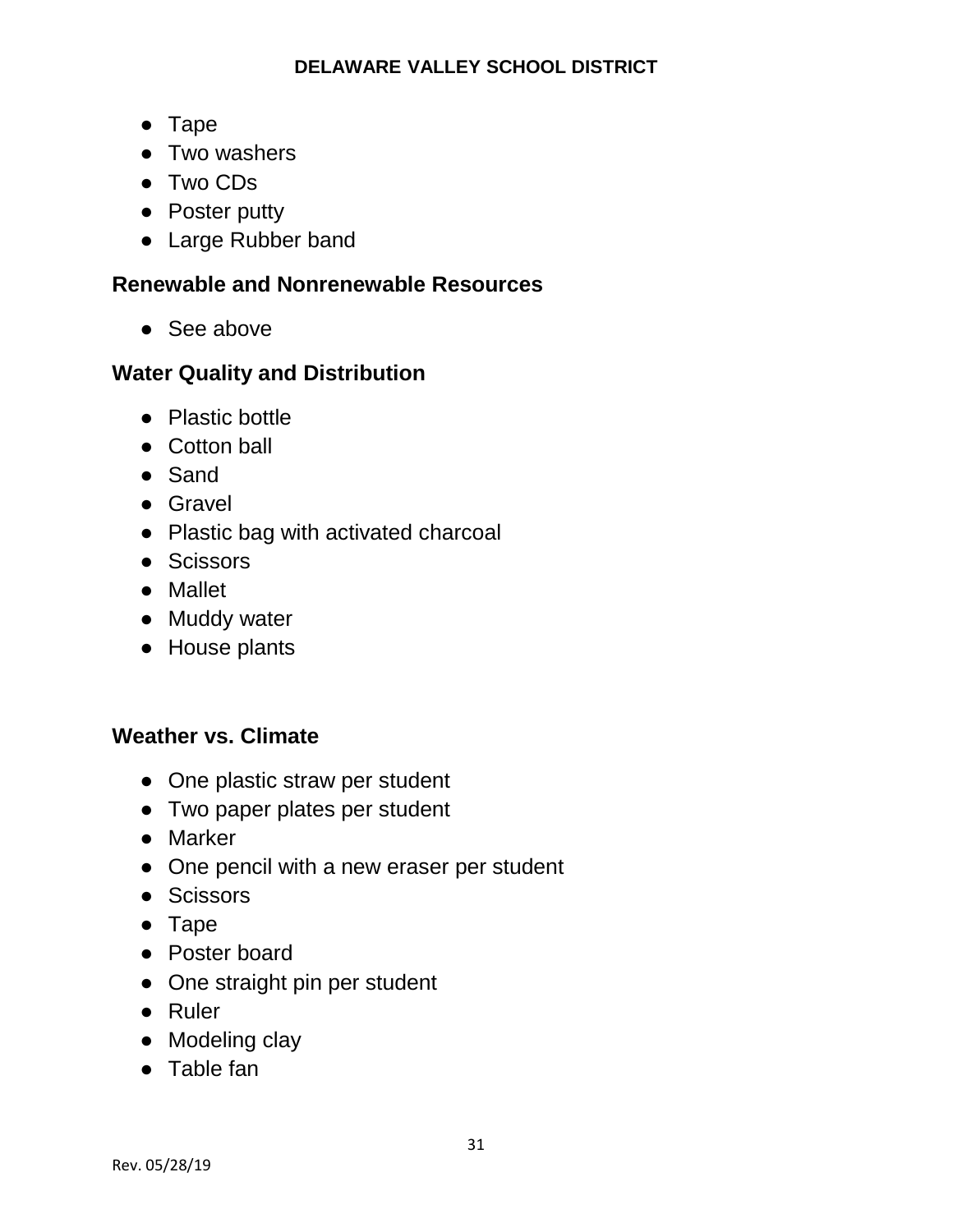- Tape
- Two washers
- Two CDs
- Poster putty
- Large Rubber band

### Renewable and Nonrenewable Resources

- See above

### Water Quality and Distribution

- Plastic bottle
- Cotton ball
- Sand
- Gravel
- Plastic bag with activated charcoal
- Scissors
- Mallet
- Muddy water
- House plants

### Weather vs. Climate

- One plastic straw per student
- Two paper plates per student
- Marker
- One pencil with a new eraser per student
- Scissors
- Tape
- Poster board
- One straight pin per student
- Ruler
- Modeling clay
- Table fan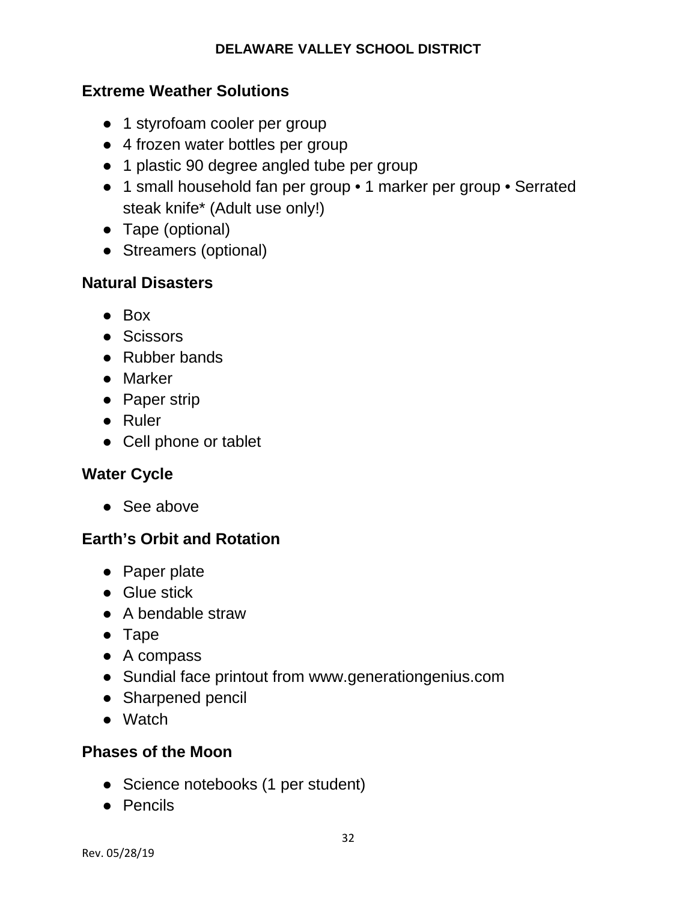## Extreme Weather Solutions

- 1 styrofoam cooler per group
- 4 frozen water bottles per group
- 1 plastic 90 degree angled tube per group
- 1 small household fan per group • 1 marker per group • Serrated steak knife* (Adult use only!)
- Tape (optional)
- Streamers (optional)

## Natural Disasters

- Box
- Scissors
- Rubber bands
- Marker
- Paper strip
- Ruler
- Cell phone or tablet

## Water Cycle

- See above

## Earth's Orbit and Rotation

- Paper plate
- Glue stick
- A bendable straw
- Tape
- A compass
- Sundial face printout from www.generationgenius.com
- Sharpened pencil
- Watch

## Phases of the Moon

- Science notebooks (1 per student)
- Pencils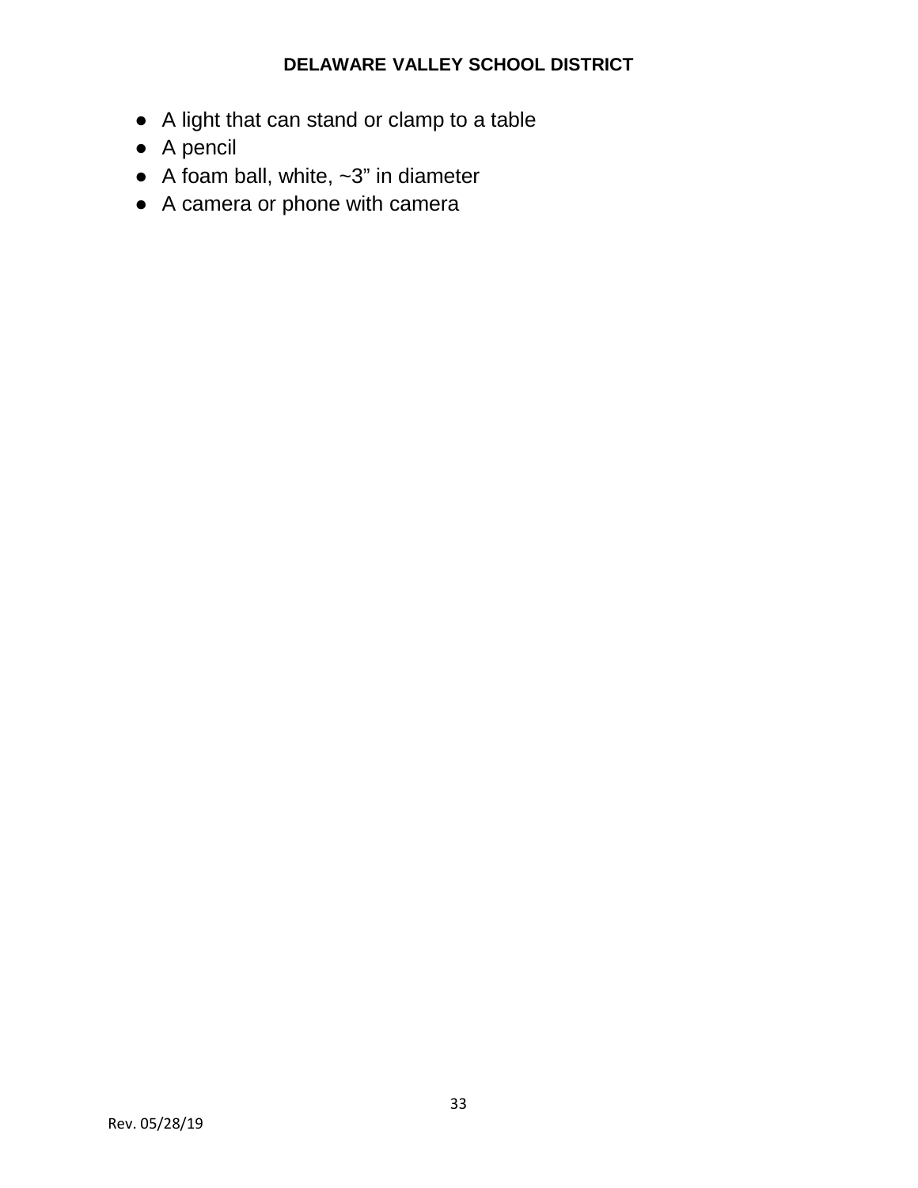- A light that can stand or clamp to a table
- A pencil
- A foam ball, white, ~3” in diameter
- A camera or phone with camera